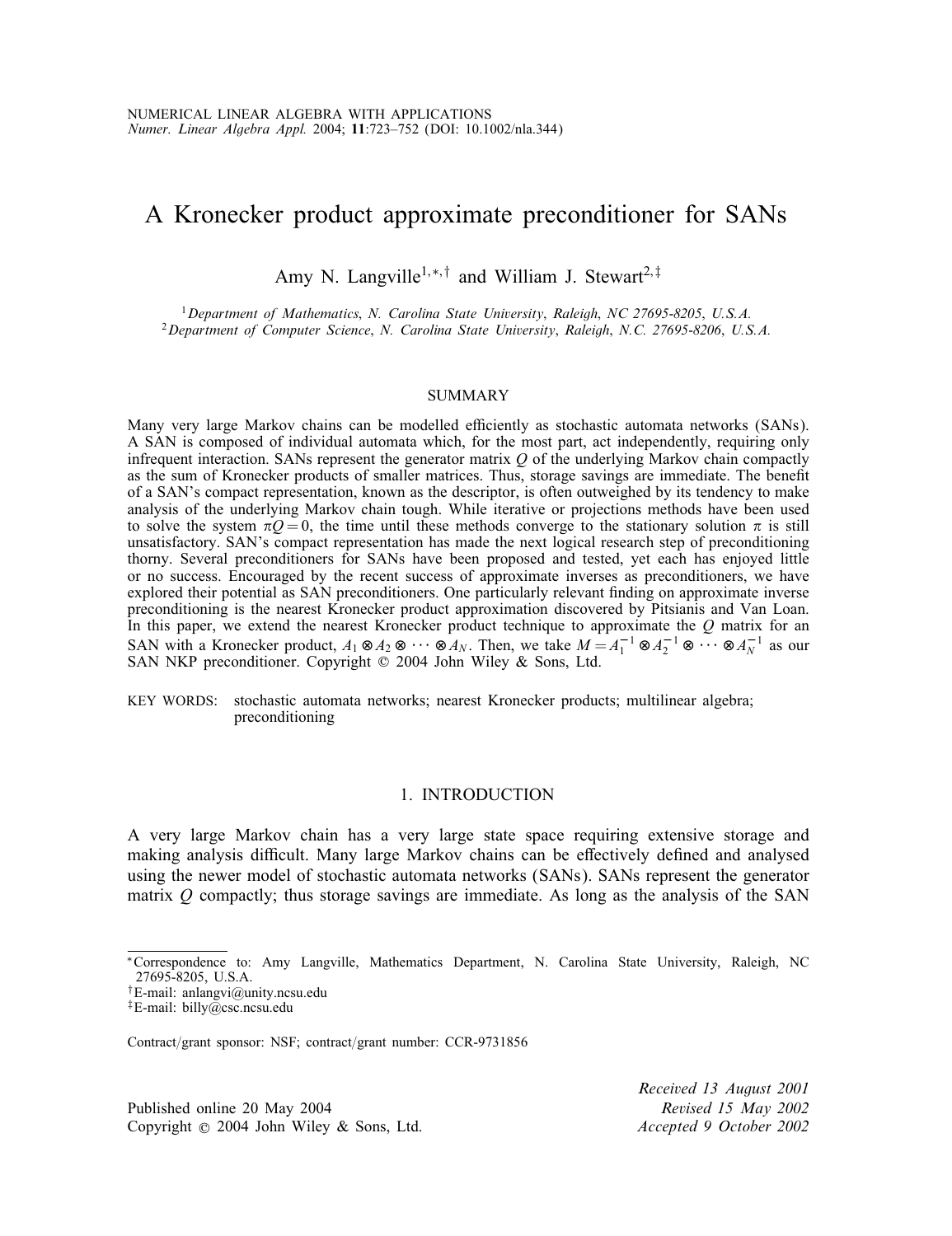# A Kronecker product approximate preconditioner for SANs

Amy N. Langville[1,*,†] and William J. Stewart[2,‡]

[1] *Department of Mathematics, N. Carolina State University, Raleigh, NC 27695-8205, U.S.A.*
[2] *Department of Computer Science, N. Carolina State University, Raleigh, N.C. 27695-8206, U.S.A.*

## SUMMARY

Many very large Markov chains can be modelled efficiently as stochastic automata networks (SANs). A SAN is composed of individual automata which, for the most part, act independently, requiring only infrequent interaction. SANs represent the generator matrix $Q$ of the underlying Markov chain compactly as the sum of Kronecker products of smaller matrices. Thus, storage savings are immediate. The benefit of a SAN's compact representation, known as the descriptor, is often outweighed by its tendency to make analysis of the underlying Markov chain tough. While iterative or projections methods have been used to solve the system $\pi Q = 0$, the time until these methods converge to the stationary solution $\pi$ is still unsatisfactory. SAN's compact representation has made the next logical research step of preconditioning thorny. Several preconditioners for SANs have been proposed and tested, yet each has enjoyed little or no success. Encouraged by the recent success of approximate inverses as preconditioners, we have explored their potential as SAN preconditioners. One particularly relevant finding on approximate inverse preconditioning is the nearest Kronecker product approximation discovered by Pitsianis and Van Loan. In this paper, we extend the nearest Kronecker product technique to approximate the $Q$ matrix for an SAN with a Kronecker product, $A_1 \otimes A_2 \otimes \cdots \otimes A_N$. Then, we take $M = A_1^{-1} \otimes A_2^{-1} \otimes \cdots \otimes A_N^{-1}$ as our SAN NKP preconditioner. Copyright © 2004 John Wiley & Sons, Ltd.

KEY WORDS: stochastic automata networks; nearest Kronecker products; multilinear algebra; preconditioning

## 1. INTRODUCTION

A very large Markov chain has a very large state space requiring extensive storage and making analysis difficult. Many large Markov chains can be effectively defined and analysed using the newer model of stochastic automata networks (SANs). SANs represent the generator matrix $Q$ compactly; thus storage savings are immediate. As long as the analysis of the SAN

---

*Correspondence to: Amy Langville, Mathematics Department, N. Carolina State University, Raleigh, NC 27695-8205, U.S.A.

†E-mail: anlangvi@unity.ncsu.edu

‡E-mail: billy@csc.ncsu.edu

Contract/grant sponsor: NSF; contract/grant number: CCR-9731856

Received 13 August 2001
Revised 15 May 2002
Accepted 9 October 2002

Published online 20 May 2004
Copyright © 2004 John Wiley & Sons, Ltd.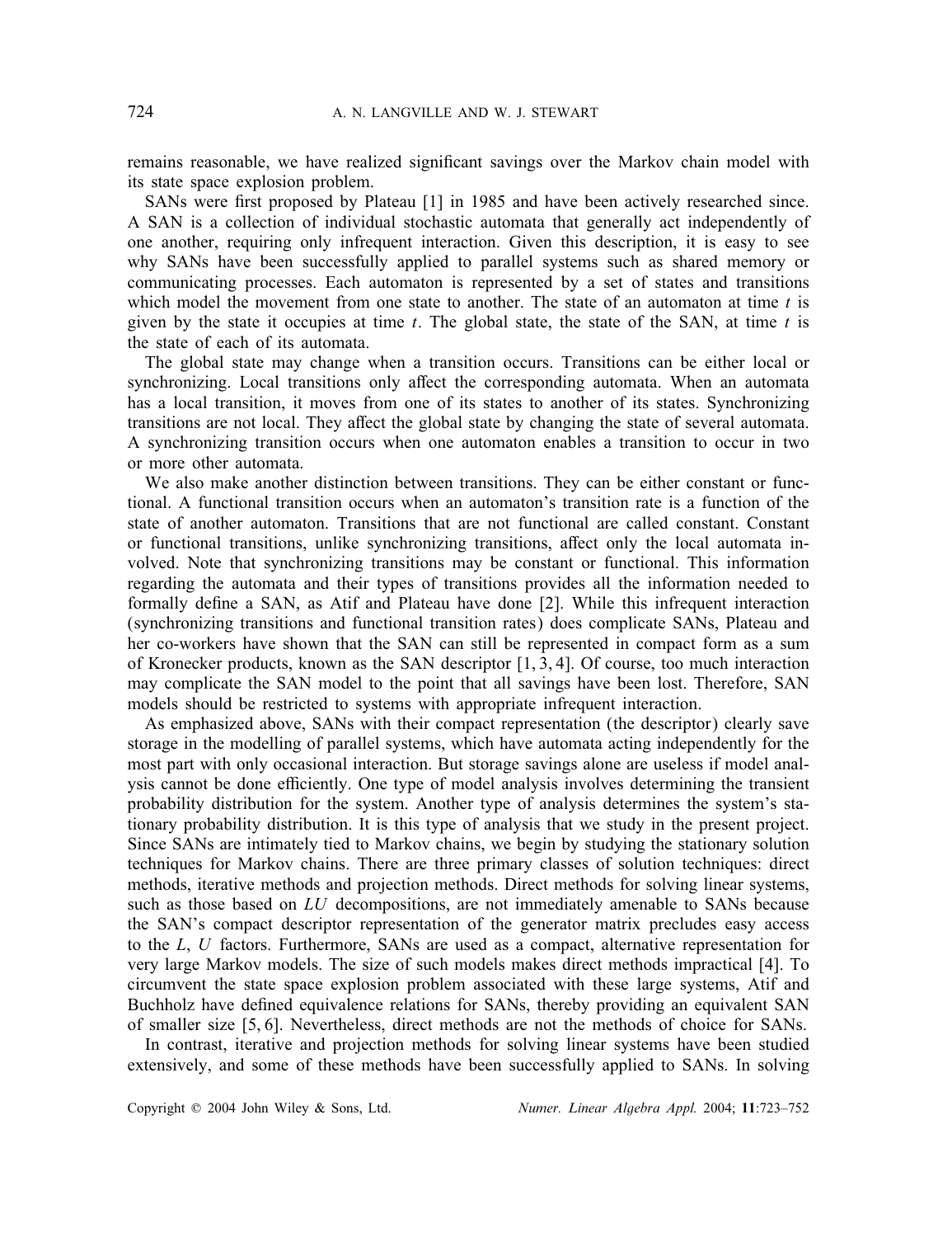remains reasonable, we have realized significant savings over the Markov chain model with its state space explosion problem.

SANs were first proposed by Plateau [1] in 1985 and have been actively researched since. A SAN is a collection of individual stochastic automata that generally act independently of one another, requiring only infrequent interaction. Given this description, it is easy to see why SANs have been successfully applied to parallel systems such as shared memory or communicating processes. Each automaton is represented by a set of states and transitions which model the movement from one state to another. The state of an automaton at time $t$ is given by the state it occupies at time $t$. The global state, the state of the SAN, at time $t$ is the state of each of its automata.

The global state may change when a transition occurs. Transitions can be either local or synchronizing. Local transitions only affect the corresponding automata. When an automata has a local transition, it moves from one of its states to another of its states. Synchronizing transitions are not local. They affect the global state by changing the state of several automata. A synchronizing transition occurs when one automaton enables a transition to occur in two or more other automata.

We also make another distinction between transitions. They can be either constant or functional. A functional transition occurs when an automaton's transition rate is a function of the state of another automaton. Transitions that are not functional are called constant. Constant or functional transitions, unlike synchronizing transitions, affect only the local automata involved. Note that synchronizing transitions may be constant or functional. This information regarding the automata and their types of transitions provides all the information needed to formally define a SAN, as Atif and Plateau have done [2]. While this infrequent interaction (synchronizing transitions and functional transition rates) does complicate SANs, Plateau and her co-workers have shown that the SAN can still be represented in compact form as a sum of Kronecker products, known as the SAN descriptor [1, 3, 4]. Of course, too much interaction may complicate the SAN model to the point that all savings have been lost. Therefore, SAN models should be restricted to systems with appropriate infrequent interaction.

As emphasized above, SANs with their compact representation (the descriptor) clearly save storage in the modelling of parallel systems, which have automata acting independently for the most part with only occasional interaction. But storage savings alone are useless if model analysis cannot be done efficiently. One type of model analysis involves determining the transient probability distribution for the system. Another type of analysis determines the system's stationary probability distribution. It is this type of analysis that we study in the present project. Since SANs are intimately tied to Markov chains, we begin by studying the stationary solution techniques for Markov chains. There are three primary classes of solution techniques: direct methods, iterative methods and projection methods. Direct methods for solving linear systems, such as those based on $LU$ decompositions, are not immediately amenable to SANs because the SAN's compact descriptor representation of the generator matrix precludes easy access to the $L$, $U$ factors. Furthermore, SANs are used as a compact, alternative representation for very large Markov models. The size of such models makes direct methods impractical [4]. To circumvent the state space explosion problem associated with these large systems, Atif and Buchholz have defined equivalence relations for SANs, thereby providing an equivalent SAN of smaller size [5, 6]. Nevertheless, direct methods are not the methods of choice for SANs.

In contrast, iterative and projection methods for solving linear systems have been studied extensively, and some of these methods have been successfully applied to SANs. In solving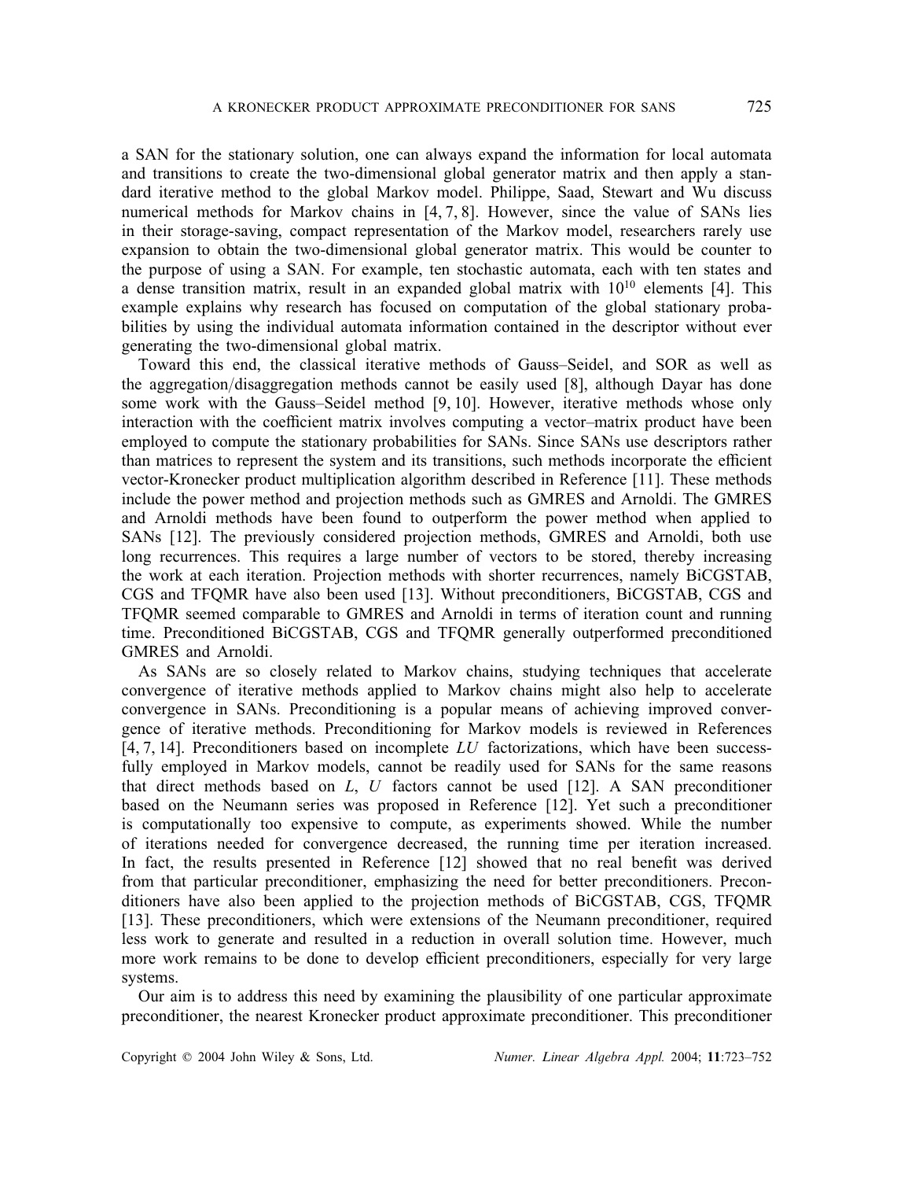a SAN for the stationary solution, one can always expand the information for local automata and transitions to create the two-dimensional global generator matrix and then apply a standard iterative method to the global Markov model. Philippe, Saad, Stewart and Wu discuss numerical methods for Markov chains in [4, 7, 8]. However, since the value of SANs lies in their storage-saving, compact representation of the Markov model, researchers rarely use expansion to obtain the two-dimensional global generator matrix. This would be counter to the purpose of using a SAN. For example, ten stochastic automata, each with ten states and a dense transition matrix, result in an expanded global matrix with $10^{10}$ elements [4]. This example explains why research has focused on computation of the global stationary probabilities by using the individual automata information contained in the descriptor without ever generating the two-dimensional global matrix.

Toward this end, the classical iterative methods of Gauss–Seidel, and SOR as well as the aggregation/disaggregation methods cannot be easily used [8], although Dayar has done some work with the Gauss–Seidel method [9, 10]. However, iterative methods whose only interaction with the coefficient matrix involves computing a vector–matrix product have been employed to compute the stationary probabilities for SANs. Since SANs use descriptors rather than matrices to represent the system and its transitions, such methods incorporate the efficient vector-Kronecker product multiplication algorithm described in Reference [11]. These methods include the power method and projection methods such as GMRES and Arnoldi. The GMRES and Arnoldi methods have been found to outperform the power method when applied to SANs [12]. The previously considered projection methods, GMRES and Arnoldi, both use long recurrences. This requires a large number of vectors to be stored, thereby increasing the work at each iteration. Projection methods with shorter recurrences, namely BiCGSTAB, CGS and TFQMR have also been used [13]. Without preconditioners, BiCGSTAB, CGS and TFQMR seemed comparable to GMRES and Arnoldi in terms of iteration count and running time. Preconditioned BiCGSTAB, CGS and TFQMR generally outperformed preconditioned GMRES and Arnoldi.

As SANs are so closely related to Markov chains, studying techniques that accelerate convergence of iterative methods applied to Markov chains might also help to accelerate convergence in SANs. Preconditioning is a popular means of achieving improved convergence of iterative methods. Preconditioning for Markov models is reviewed in References [4, 7, 14]. Preconditioners based on incomplete *LU* factorizations, which have been successfully employed in Markov models, cannot be readily used for SANs for the same reasons that direct methods based on *L*, *U* factors cannot be used [12]. A SAN preconditioner based on the Neumann series was proposed in Reference [12]. Yet such a preconditioner is computationally too expensive to compute, as experiments showed. While the number of iterations needed for convergence decreased, the running time per iteration increased. In fact, the results presented in Reference [12] showed that no real benefit was derived from that particular preconditioner, emphasizing the need for better preconditioners. Preconditioners have also been applied to the projection methods of BiCGSTAB, CGS, TFQMR [13]. These preconditioners, which were extensions of the Neumann preconditioner, required less work to generate and resulted in a reduction in overall solution time. However, much more work remains to be done to develop efficient preconditioners, especially for very large systems.

Our aim is to address this need by examining the plausibility of one particular approximate preconditioner, the nearest Kronecker product approximate preconditioner. This preconditioner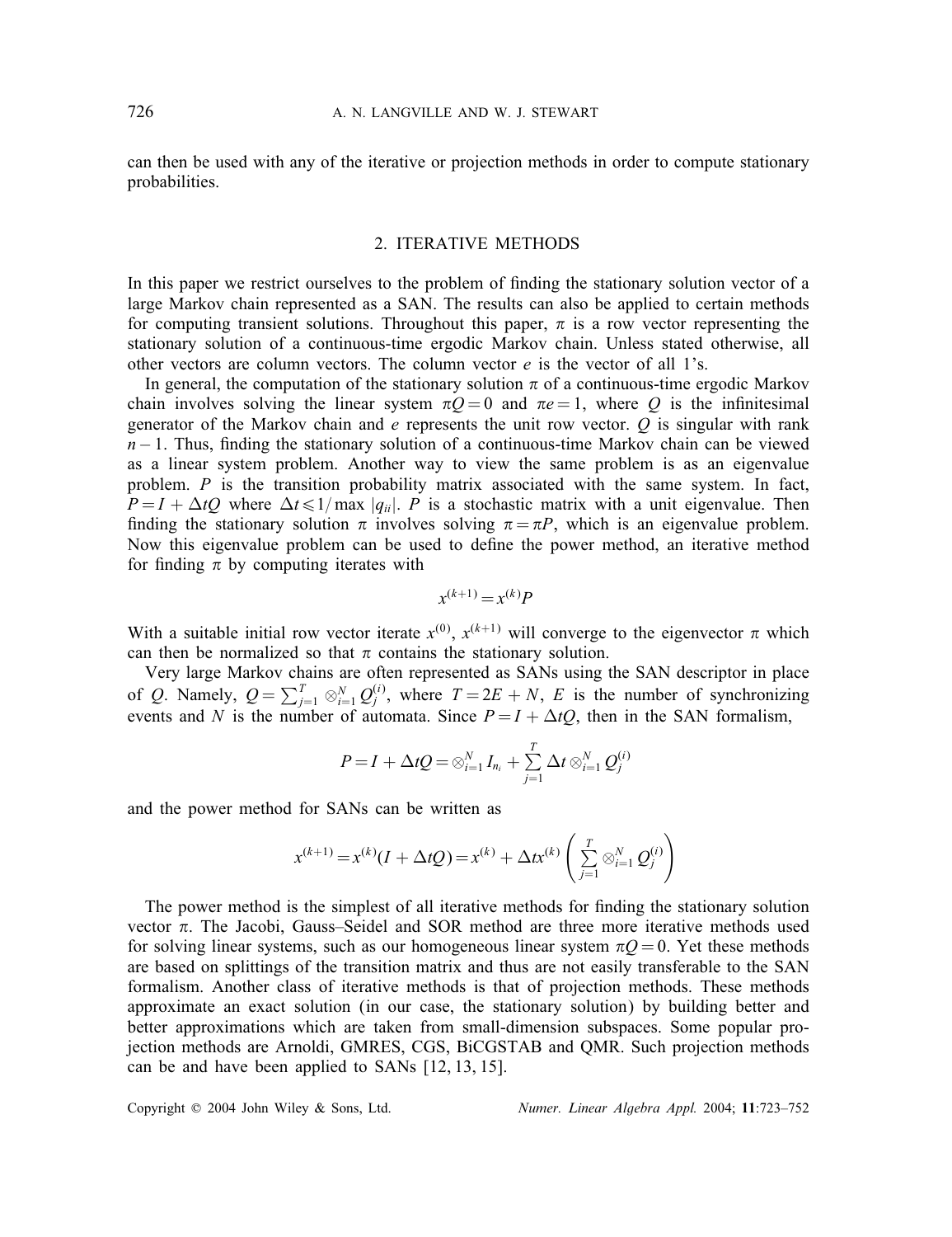can then be used with any of the iterative or projection methods in order to compute stationary probabilities.

## 2. ITERATIVE METHODS

In this paper we restrict ourselves to the problem of finding the stationary solution vector of a large Markov chain represented as a SAN. The results can also be applied to certain methods for computing transient solutions. Throughout this paper, $\pi$ is a row vector representing the stationary solution of a continuous-time ergodic Markov chain. Unless stated otherwise, all other vectors are column vectors. The column vector $e$ is the vector of all 1's.

In general, the computation of the stationary solution $\pi$ of a continuous-time ergodic Markov chain involves solving the linear system $\pi Q = 0$ and $\pi e = 1$, where $Q$ is the infinitesimal generator of the Markov chain and $e$ represents the unit row vector. $Q$ is singular with rank $n-1$. Thus, finding the stationary solution of a continuous-time Markov chain can be viewed as a linear system problem. Another way to view the same problem is as an eigenvalue problem. $P$ is the transition probability matrix associated with the same system. In fact, $P = I + \Delta t Q$ where $\Delta t \leqslant 1/\max|q_{ii}|$. $P$ is a stochastic matrix with a unit eigenvalue. Then finding the stationary solution $\pi$ involves solving $\pi = \pi P$, which is an eigenvalue problem. Now this eigenvalue problem can be used to define the power method, an iterative method for finding $\pi$ by computing iterates with

$$x^{(k+1)} = x^{(k)} P$$

With a suitable initial row vector iterate $x^{(0)}$, $x^{(k+1)}$ will converge to the eigenvector $\pi$ which can then be normalized so that $\pi$ contains the stationary solution.

Very large Markov chains are often represented as SANs using the SAN descriptor in place of $Q$. Namely, $Q = \sum_{j=1}^{T} \otimes_{i=1}^{N} Q_j^{(i)}$, where $T = 2E + N$, $E$ is the number of synchronizing events and $N$ is the number of automata. Since $P = I + \Delta t Q$, then in the SAN formalism,

$$P = I + \Delta t Q = \otimes_{i=1}^{N} I_{n_i} + \sum_{j=1}^{T} \Delta t \otimes_{i=1}^{N} Q_j^{(i)}$$

and the power method for SANs can be written as

$$x^{(k+1)} = x^{(k)}(I + \Delta t Q) = x^{(k)} + \Delta t x^{(k)} \left( \sum_{j=1}^{T} \otimes_{i=1}^{N} Q_j^{(i)} \right)$$

The power method is the simplest of all iterative methods for finding the stationary solution vector $\pi$. The Jacobi, Gauss–Seidel and SOR method are three more iterative methods used for solving linear systems, such as our homogeneous linear system $\pi Q = 0$. Yet these methods are based on splittings of the transition matrix and thus are not easily transferable to the SAN formalism. Another class of iterative methods is that of projection methods. These methods approximate an exact solution (in our case, the stationary solution) by building better and better approximations which are taken from small-dimension subspaces. Some popular projection methods are Arnoldi, GMRES, CGS, BiCGSTAB and QMR. Such projection methods can be and have been applied to SANs [12, 13, 15].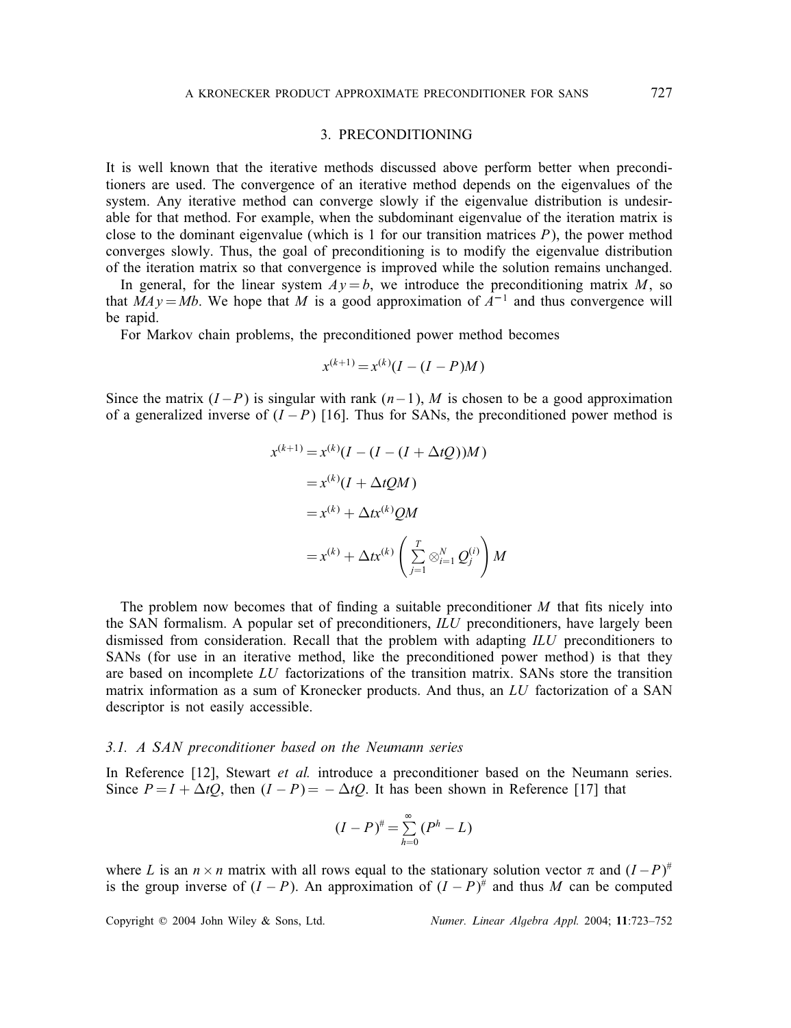## 3. PRECONDITIONING

It is well known that the iterative methods discussed above perform better when preconditioners are used. The convergence of an iterative method depends on the eigenvalues of the system. Any iterative method can converge slowly if the eigenvalue distribution is undesirable for that method. For example, when the subdominant eigenvalue of the iteration matrix is close to the dominant eigenvalue (which is 1 for our transition matrices $P$), the power method converges slowly. Thus, the goal of preconditioning is to modify the eigenvalue distribution of the iteration matrix so that convergence is improved while the solution remains unchanged.

In general, for the linear system $Ay = b$, we introduce the preconditioning matrix $M$, so that $MAy = Mb$. We hope that $M$ is a good approximation of $A^{-1}$ and thus convergence will be rapid.

For Markov chain problems, the preconditioned power method becomes

$$x^{(k+1)} = x^{(k)}(I - (I - P)M)$$

Since the matrix $(I - P)$ is singular with rank $(n-1)$, $M$ is chosen to be a good approximation of a generalized inverse of $(I - P)$ [16]. Thus for SANs, the preconditioned power method is

$$
\begin{aligned}
x^{(k+1)} &= x^{(k)}(I - (I - (I + \Delta t Q))M) \\
&= x^{(k)}(I + \Delta t QM) \\
&= x^{(k)} + \Delta t x^{(k)} QM \\
&= x^{(k)} + \Delta t x^{(k)} \left( \sum_{j=1}^{T} \otimes_{i=1}^{N} Q_j^{(i)} \right) M
\end{aligned}
$$

The problem now becomes that of finding a suitable preconditioner $M$ that fits nicely into the SAN formalism. A popular set of preconditioners, *ILU* preconditioners, have largely been dismissed from consideration. Recall that the problem with adapting *ILU* preconditioners to SANs (for use in an iterative method, like the preconditioned power method) is that they are based on incomplete *LU* factorizations of the transition matrix. SANs store the transition matrix information as a sum of Kronecker products. And thus, an *LU* factorization of a SAN descriptor is not easily accessible.

### *3.1. A SAN preconditioner based on the Neumann series*

In Reference [12], Stewart *et al.* introduce a preconditioner based on the Neumann series. Since $P = I + \Delta t Q$, then $(I - P) = -\Delta t Q$. It has been shown in Reference [17] that

$$(I - P)^{\#} = \sum_{h=0}^{\infty} (P^h - L)$$

where $L$ is an $n \times n$ matrix with all rows equal to the stationary solution vector $\pi$ and $(I - P)^{\#}$ is the group inverse of $(I - P)$. An approximation of $(I - P)^{\#}$ and thus $M$ can be computed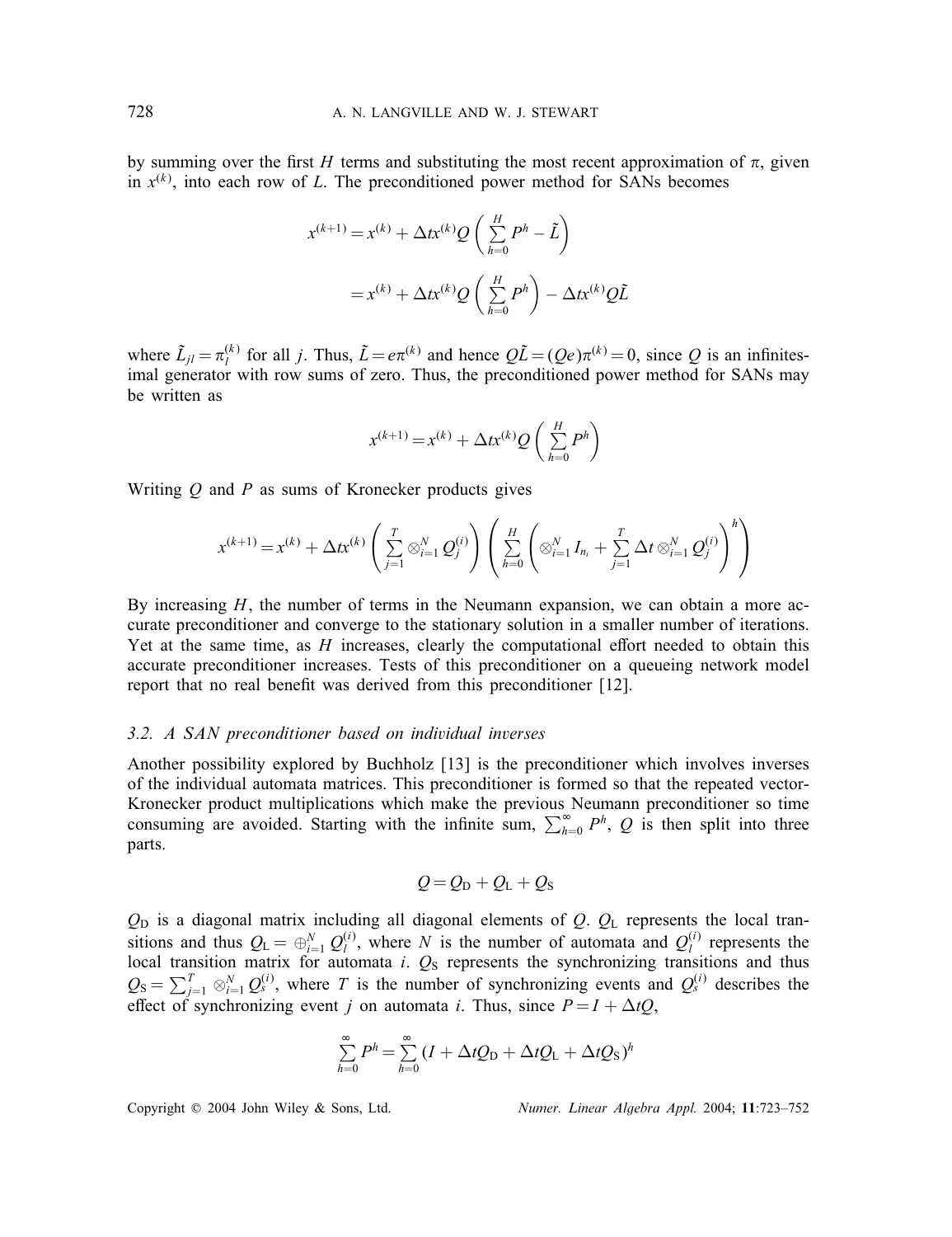by summing over the first $H$ terms and substituting the most recent approximation of $\pi$, given in $x^{(k)}$, into each row of $L$. The preconditioned power method for SANs becomes

$$
\begin{aligned}
x^{(k+1)} &= x^{(k)} + \Delta t x^{(k)} Q \left( \sum_{h=0}^{H} P^h - \tilde{L} \right) \\
&= x^{(k)} + \Delta t x^{(k)} Q \left( \sum_{h=0}^{H} P^h \right) - \Delta t x^{(k)} Q \tilde{L}
\end{aligned}
$$

where $\tilde{L}_{jl} = \pi_l^{(k)}$ for all $j$. Thus, $\tilde{L} = e\pi^{(k)}$ and hence $Q\tilde{L} = (Qe)\pi^{(k)} = 0$, since $Q$ is an infinitesimal generator with row sums of zero. Thus, the preconditioned power method for SANs may be written as

$$
x^{(k+1)} = x^{(k)} + \Delta t x^{(k)} Q \left( \sum_{h=0}^{H} P^h \right)
$$

Writing $Q$ and $P$ as sums of Kronecker products gives

$$
x^{(k+1)} = x^{(k)} + \Delta t x^{(k)} \left( \sum_{j=1}^{T} \otimes_{i=1}^{N} Q_j^{(i)} \right) \left( \sum_{h=0}^{H} \left( \otimes_{i=1}^{N} I_{n_i} + \sum_{j=1}^{T} \Delta t \otimes_{i=1}^{N} Q_j^{(i)} \right)^h \right)
$$

By increasing $H$, the number of terms in the Neumann expansion, we can obtain a more accurate preconditioner and converge to the stationary solution in a smaller number of iterations. Yet at the same time, as $H$ increases, clearly the computational effort needed to obtain this accurate preconditioner increases. Tests of this preconditioner on a queueing network model report that no real benefit was derived from this preconditioner [12].

### 3.2. A SAN preconditioner based on individual inverses

Another possibility explored by Buchholz [13] is the preconditioner which involves inverses of the individual automata matrices. This preconditioner is formed so that the repeated vector-Kronecker product multiplications which make the previous Neumann preconditioner so time consuming are avoided. Starting with the infinite sum, $\sum_{h=0}^{\infty} P^h$, $Q$ is then split into three parts.

$$
Q = Q_{\text{D}} + Q_{\text{L}} + Q_{\text{S}}
$$

$Q_{\text{D}}$ is a diagonal matrix including all diagonal elements of $Q$. $Q_{\text{L}}$ represents the local transitions and thus $Q_{\text{L}} = \oplus_{i=1}^{N} Q_l^{(i)}$, where $N$ is the number of automata and $Q_l^{(i)}$ represents the local transition matrix for automata $i$. $Q_{\text{S}}$ represents the synchronizing transitions and thus $Q_{\text{S}} = \sum_{j=1}^{T} \otimes_{i=1}^{N} Q_s^{(i)}$, where $T$ is the number of synchronizing events and $Q_s^{(i)}$ describes the effect of synchronizing event $j$ on automata $i$. Thus, since $P = I + \Delta t Q$,

$$
\sum_{h=0}^{\infty} P^h = \sum_{h=0}^{\infty} (I + \Delta t Q_{\text{D}} + \Delta t Q_{\text{L}} + \Delta t Q_{\text{S}})^h
$$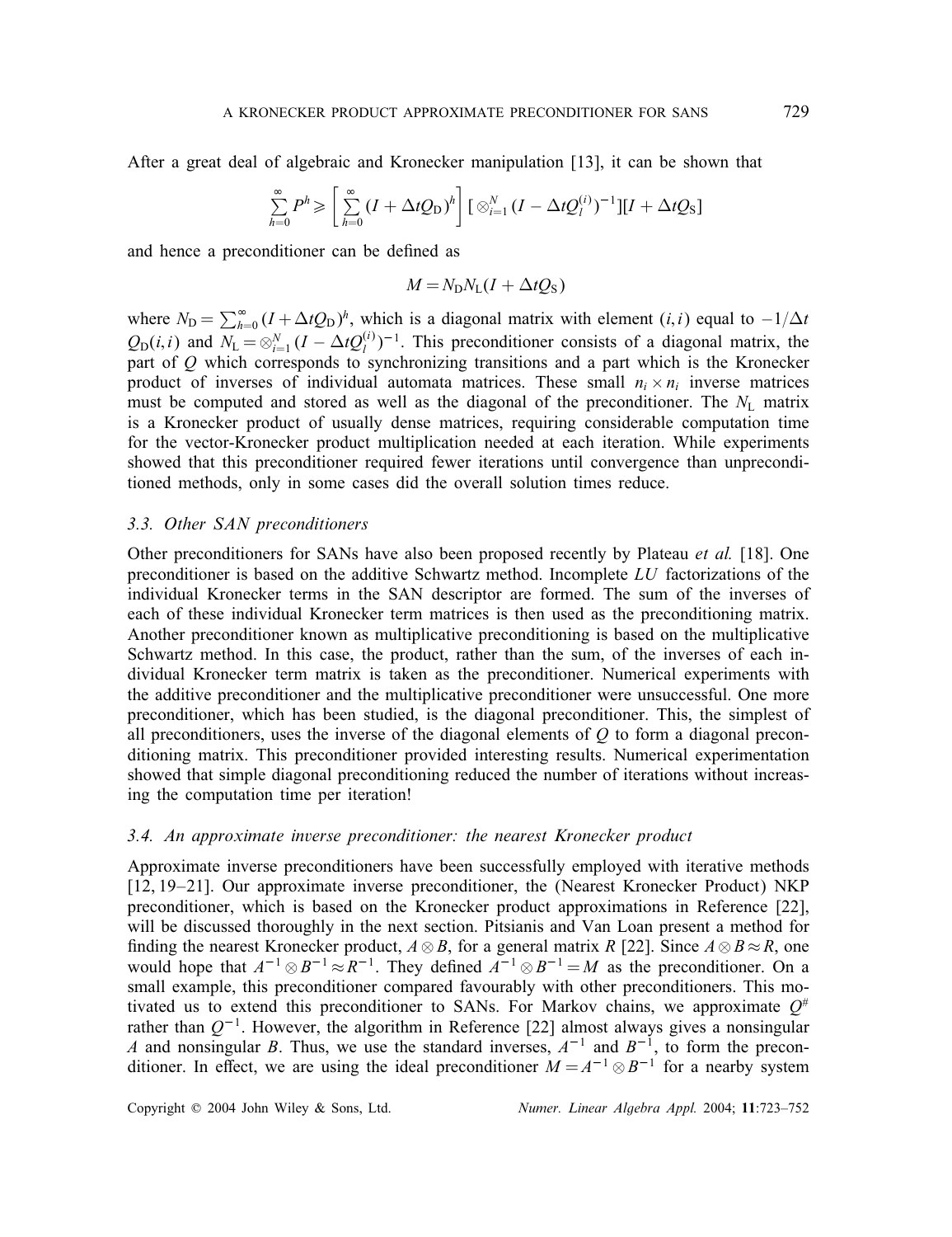After a great deal of algebraic and Kronecker manipulation [13], it can be shown that

$$\sum_{h=0}^{\infty} P^h \geqslant \left[ \sum_{h=0}^{\infty} (I + \Delta t Q_{\mathrm{D}})^h \right] [\otimes_{i=1}^{N} (I - \Delta t Q_l^{(i)})^{-1}][I + \Delta t Q_{\mathrm{S}}]$$

and hence a preconditioner can be defined as

$$M = N_{\mathrm{D}} N_{\mathrm{L}} (I + \Delta t Q_{\mathrm{S}})$$

where $N_{\mathrm{D}} = \sum_{h=0}^{\infty} (I + \Delta t Q_{\mathrm{D}})^h$, which is a diagonal matrix with element $(i,i)$ equal to $-1/\Delta t$ $Q_{\mathrm{D}}(i,i)$ and $N_{\mathrm{L}} = \otimes_{i=1}^{N} (I - \Delta t Q_l^{(i)})^{-1}$. This preconditioner consists of a diagonal matrix, the part of $Q$ which corresponds to synchronizing transitions and a part which is the Kronecker product of inverses of individual automata matrices. These small $n_i \times n_i$ inverse matrices must be computed and stored as well as the diagonal of the preconditioner. The $N_{\mathrm{L}}$ matrix is a Kronecker product of usually dense matrices, requiring considerable computation time for the vector-Kronecker product multiplication needed at each iteration. While experiments showed that this preconditioner required fewer iterations until convergence than unpreconditioned methods, only in some cases did the overall solution times reduce.

### *3.3. Other SAN preconditioners*

Other preconditioners for SANs have also been proposed recently by Plateau *et al.* [18]. One preconditioner is based on the additive Schwartz method. Incomplete *LU* factorizations of the individual Kronecker terms in the SAN descriptor are formed. The sum of the inverses of each of these individual Kronecker term matrices is then used as the preconditioning matrix. Another preconditioner known as multiplicative preconditioning is based on the multiplicative Schwartz method. In this case, the product, rather than the sum, of the inverses of each individual Kronecker term matrix is taken as the preconditioner. Numerical experiments with the additive preconditioner and the multiplicative preconditioner were unsuccessful. One more preconditioner, which has been studied, is the diagonal preconditioner. This, the simplest of all preconditioners, uses the inverse of the diagonal elements of $Q$ to form a diagonal preconditioning matrix. This preconditioner provided interesting results. Numerical experimentation showed that simple diagonal preconditioning reduced the number of iterations without increasing the computation time per iteration!

### *3.4. An approximate inverse preconditioner: the nearest Kronecker product*

Approximate inverse preconditioners have been successfully employed with iterative methods [12, 19–21]. Our approximate inverse preconditioner, the (Nearest Kronecker Product) NKP preconditioner, which is based on the Kronecker product approximations in Reference [22], will be discussed thoroughly in the next section. Pitsianis and Van Loan present a method for finding the nearest Kronecker product, $A \otimes B$, for a general matrix $R$ [22]. Since $A \otimes B \approx R$, one would hope that $A^{-1} \otimes B^{-1} \approx R^{-1}$. They defined $A^{-1} \otimes B^{-1} = M$ as the preconditioner. On a small example, this preconditioner compared favourably with other preconditioners. This motivated us to extend this preconditioner to SANs. For Markov chains, we approximate $Q^{\#}$ rather than $Q^{-1}$. However, the algorithm in Reference [22] almost always gives a nonsingular $A$ and nonsingular $B$. Thus, we use the standard inverses, $A^{-1}$ and $B^{-1}$, to form the preconditioner. In effect, we are using the ideal preconditioner $M = A^{-1} \otimes B^{-1}$ for a nearby system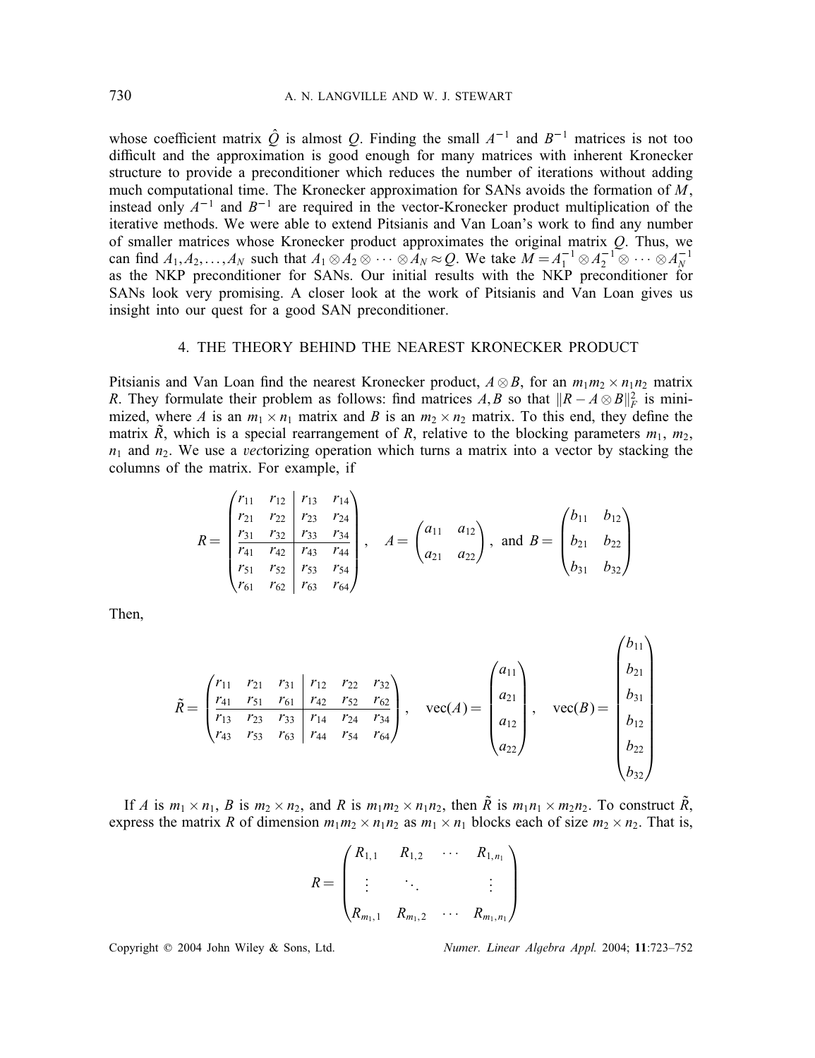whose coefficient matrix $\hat{Q}$ is almost $Q$. Finding the small $A^{-1}$ and $B^{-1}$ matrices is not too difficult and the approximation is good enough for many matrices with inherent Kronecker structure to provide a preconditioner which reduces the number of iterations without adding much computational time. The Kronecker approximation for SANs avoids the formation of $M$, instead only $A^{-1}$ and $B^{-1}$ are required in the vector-Kronecker product multiplication of the iterative methods. We were able to extend Pitsianis and Van Loan's work to find any number of smaller matrices whose Kronecker product approximates the original matrix $Q$. Thus, we can find $A_1, A_2, \ldots, A_N$ such that $A_1 \otimes A_2 \otimes \cdots \otimes A_N \approx Q$. We take $M = A_1^{-1} \otimes A_2^{-1} \otimes \cdots \otimes A_N^{-1}$ as the NKP preconditioner for SANs. Our initial results with the NKP preconditioner for SANs look very promising. A closer look at the work of Pitsianis and Van Loan gives us insight into our quest for a good SAN preconditioner.

## 4. THE THEORY BEHIND THE NEAREST KRONECKER PRODUCT

Pitsianis and Van Loan find the nearest Kronecker product, $A \otimes B$, for an $m_1m_2 \times n_1n_2$ matrix $R$. They formulate their problem as follows: find matrices $A, B$ so that $\|R - A \otimes B\|_F^2$ is minimized, where $A$ is an $m_1 \times n_1$ matrix and $B$ is an $m_2 \times n_2$ matrix. To this end, they define the matrix $\tilde{R}$, which is a special rearrangement of $R$, relative to the blocking parameters $m_1$, $m_2$, $n_1$ and $n_2$. We use a *vec*torizing operation which turns a matrix into a vector by stacking the columns of the matrix. For example, if

$$
R = \left(\begin{array}{cc|cc}
r_{11} & r_{12} & r_{13} & r_{14} \\
r_{21} & r_{22} & r_{23} & r_{24} \\
r_{31} & r_{32} & r_{33} & r_{34} \\
\hline
r_{41} & r_{42} & r_{43} & r_{44} \\
r_{51} & r_{52} & r_{53} & r_{54} \\
r_{61} & r_{62} & r_{63} & r_{64}
\end{array}\right), \quad
A = \begin{pmatrix} a_{11} & a_{12} \\ a_{21} & a_{22} \end{pmatrix}, \text{ and } B = \begin{pmatrix} b_{11} & b_{12} \\ b_{21} & b_{22} \\ b_{31} & b_{32} \end{pmatrix}
$$

Then,

$$
\tilde{R} = \left(\begin{array}{ccc|ccc}
r_{11} & r_{21} & r_{31} & r_{12} & r_{22} & r_{32} \\
r_{41} & r_{51} & r_{61} & r_{42} & r_{52} & r_{62} \\
\hline
r_{13} & r_{23} & r_{33} & r_{14} & r_{24} & r_{34} \\
r_{43} & r_{53} & r_{63} & r_{44} & r_{54} & r_{64}
\end{array}\right), \quad
\text{vec}(A) = \begin{pmatrix} a_{11} \\ a_{21} \\ a_{12} \\ a_{22} \end{pmatrix}, \quad
\text{vec}(B) = \begin{pmatrix} b_{11} \\ b_{21} \\ b_{31} \\ b_{12} \\ b_{22} \\ b_{32} \end{pmatrix}
$$

If $A$ is $m_1 \times n_1$, $B$ is $m_2 \times n_2$, and $R$ is $m_1m_2 \times n_1n_2$, then $\tilde{R}$ is $m_1n_1 \times m_2n_2$. To construct $\tilde{R}$, express the matrix $R$ of dimension $m_1m_2 \times n_1n_2$ as $m_1 \times n_1$ blocks each of size $m_2 \times n_2$. That is,

$$
R = \begin{pmatrix}
R_{1,1} & R_{1,2} & \cdots & R_{1,n_1} \\
\vdots & \ddots & & \vdots \\
R_{m_1,1} & R_{m_1,2} & \cdots & R_{m_1,n_1}
\end{pmatrix}
$$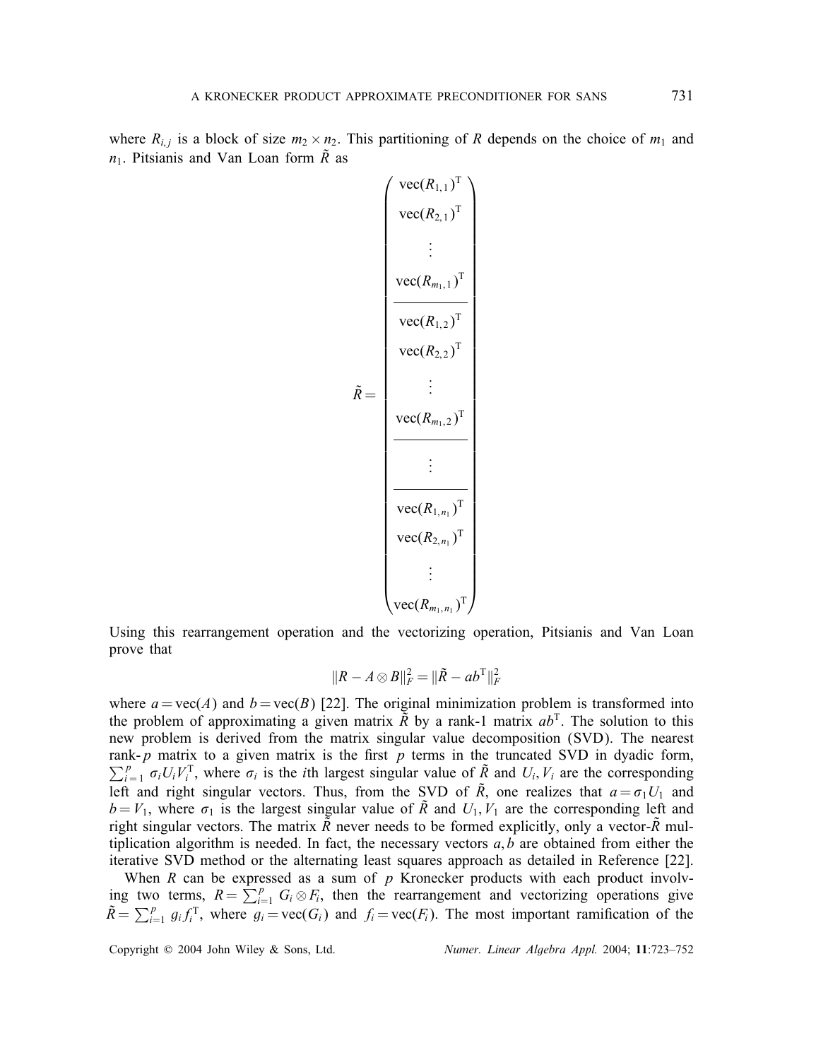where $R_{i,j}$ is a block of size $m_2 \times n_2$. This partitioning of $R$ depends on the choice of $m_1$ and $n_1$. Pitsianis and Van Loan form $\tilde{R}$ as

$$
\tilde{R} = \begin{pmatrix}
\text{vec}(R_{1,1})^{\text{T}} \\
\text{vec}(R_{2,1})^{\text{T}} \\
\vdots \\
\text{vec}(R_{m_1,1})^{\text{T}} \\
\hline
\text{vec}(R_{1,2})^{\text{T}} \\
\text{vec}(R_{2,2})^{\text{T}} \\
\vdots \\
\text{vec}(R_{m_1,2})^{\text{T}} \\
\hline
\vdots \\
\hline
\text{vec}(R_{1,n_1})^{\text{T}} \\
\text{vec}(R_{2,n_1})^{\text{T}} \\
\vdots \\
\text{vec}(R_{m_1,n_1})^{\text{T}}
\end{pmatrix}
$$

Using this rearrangement operation and the vectorizing operation, Pitsianis and Van Loan prove that

$$\|R - A \otimes B\|_F^2 = \|\tilde{R} - ab^{\text{T}}\|_F^2$$

where $a = \text{vec}(A)$ and $b = \text{vec}(B)$ [22]. The original minimization problem is transformed into the problem of approximating a given matrix $\tilde{R}$ by a rank-1 matrix $ab^{\text{T}}$. The solution to this new problem is derived from the matrix singular value decomposition (SVD). The nearest rank-$p$ matrix to a given matrix is the first $p$ terms in the truncated SVD in dyadic form, $\sum_{i=1}^{p} \sigma_i U_i V_i^{\text{T}}$, where $\sigma_i$ is the $i$th largest singular value of $\tilde{R}$ and $U_i, V_i$ are the corresponding left and right singular vectors. Thus, from the SVD of $\tilde{R}$, one realizes that $a = \sigma_1 U_1$ and $b = V_1$, where $\sigma_1$ is the largest singular value of $\tilde{R}$ and $U_1, V_1$ are the corresponding left and right singular vectors. The matrix $\tilde{R}$ never needs to be formed explicitly, only a vector-$\tilde{R}$ multiplication algorithm is needed. In fact, the necessary vectors $a, b$ are obtained from either the iterative SVD method or the alternating least squares approach as detailed in Reference [22].

When $R$ can be expressed as a sum of $p$ Kronecker products with each product involving two terms, $R = \sum_{i=1}^{p} G_i \otimes F_i$, then the rearrangement and vectorizing operations give $\tilde{R} = \sum_{i=1}^{p} g_i f_i^{\text{T}}$, where $g_i = \text{vec}(G_i)$ and $f_i = \text{vec}(F_i)$. The most important ramification of the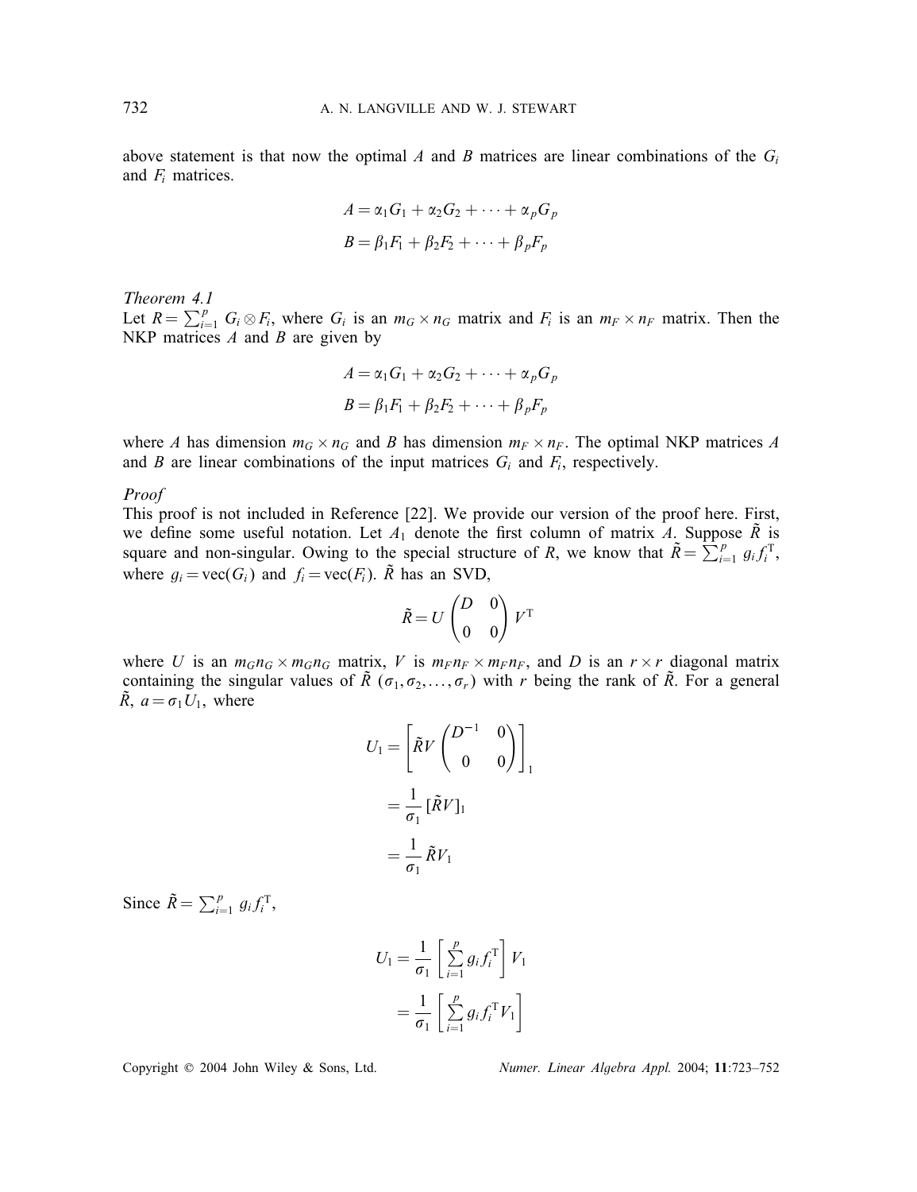above statement is that now the optimal $A$ and $B$ matrices are linear combinations of the $G_i$ and $F_i$ matrices.

$$A = \alpha_1 G_1 + \alpha_2 G_2 + \cdots + \alpha_p G_p$$

$$B = \beta_1 F_1 + \beta_2 F_2 + \cdots + \beta_p F_p$$

*Theorem 4.1*

Let $R = \sum_{i=1}^{p} G_i \otimes F_i$, where $G_i$ is an $m_G \times n_G$ matrix and $F_i$ is an $m_F \times n_F$ matrix. Then the NKP matrices $A$ and $B$ are given by

$$A = \alpha_1 G_1 + \alpha_2 G_2 + \cdots + \alpha_p G_p$$

$$B = \beta_1 F_1 + \beta_2 F_2 + \cdots + \beta_p F_p$$

where $A$ has dimension $m_G \times n_G$ and $B$ has dimension $m_F \times n_F$. The optimal NKP matrices $A$ and $B$ are linear combinations of the input matrices $G_i$ and $F_i$, respectively.

*Proof*

This proof is not included in Reference [22]. We provide our version of the proof here. First, we define some useful notation. Let $A_1$ denote the first column of matrix $A$. Suppose $\tilde{R}$ is square and non-singular. Owing to the special structure of $R$, we know that $\tilde{R} = \sum_{i=1}^{p} g_i f_i^{\mathrm{T}}$, where $g_i = \mathrm{vec}(G_i)$ and $f_i = \mathrm{vec}(F_i)$. $\tilde{R}$ has an SVD,

$$\tilde{R} = U \begin{pmatrix} D & 0 \\ 0 & 0 \end{pmatrix} V^{\mathrm{T}}$$

where $U$ is an $m_G n_G \times m_G n_G$ matrix, $V$ is $m_F n_F \times m_F n_F$, and $D$ is an $r \times r$ diagonal matrix containing the singular values of $\tilde{R}$ $(\sigma_1, \sigma_2, \ldots, \sigma_r)$ with $r$ being the rank of $\tilde{R}$. For a general $\tilde{R}$, $a = \sigma_1 U_1$, where

$$\begin{aligned} U_1 &= \left[ \tilde{R} V \begin{pmatrix} D^{-1} & 0 \\ 0 & 0 \end{pmatrix} \right]_1 \\ &= \frac{1}{\sigma_1} [\tilde{R} V]_1 \\ &= \frac{1}{\sigma_1} \tilde{R} V_1 \end{aligned}$$

Since $\tilde{R} = \sum_{i=1}^{p} g_i f_i^{\mathrm{T}}$,

$$\begin{aligned} U_1 &= \frac{1}{\sigma_1} \left[ \sum_{i=1}^{p} g_i f_i^{\mathrm{T}} \right] V_1 \\ &= \frac{1}{\sigma_1} \left[ \sum_{i=1}^{p} g_i f_i^{\mathrm{T}} V_1 \right] \end{aligned}$$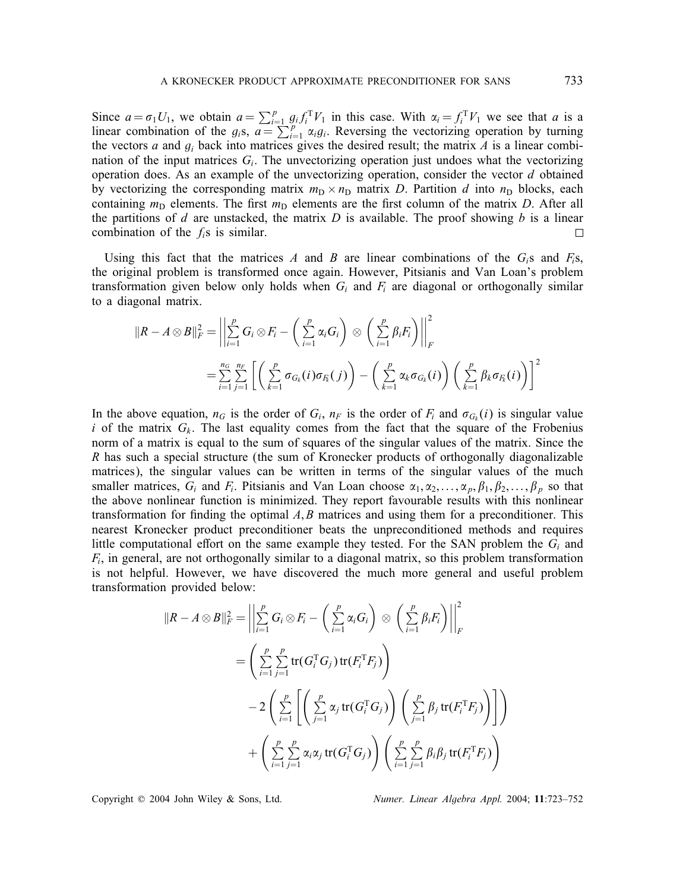Since $a = \sigma_1 U_1$, we obtain $a = \sum_{i=1}^{p} g_i f_i^{\mathrm{T}} V_1$ in this case. With $\alpha_i = f_i^{\mathrm{T}} V_1$ we see that $a$ is a linear combination of the $g_i$s, $a = \sum_{i=1}^{p} \alpha_i g_i$. Reversing the vectorizing operation by turning the vectors $a$ and $g_i$ back into matrices gives the desired result; the matrix $A$ is a linear combination of the input matrices $G_i$. The unvectorizing operation just undoes what the vectorizing operation does. As an example of the unvectorizing operation, consider the vector $d$ obtained by vectorizing the corresponding matrix $m_{\mathrm{D}} \times n_{\mathrm{D}}$ matrix $D$. Partition $d$ into $n_{\mathrm{D}}$ blocks, each containing $m_{\mathrm{D}}$ elements. The first $m_{\mathrm{D}}$ elements are the first column of the matrix $D$. After all the partitions of $d$ are unstacked, the matrix $D$ is available. The proof showing $b$ is a linear combination of the $f_i$s is similar. □

Using this fact that the matrices $A$ and $B$ are linear combinations of the $G_i$s and $F_i$s, the original problem is transformed once again. However, Pitsianis and Van Loan's problem transformation given below only holds when $G_i$ and $F_i$ are diagonal or orthogonally similar to a diagonal matrix.

$$\|R - A \otimes B\|_F^2 = \left\| \sum_{i=1}^{p} G_i \otimes F_i - \left( \sum_{i=1}^{p} \alpha_i G_i \right) \otimes \left( \sum_{i=1}^{p} \beta_i F_i \right) \right\|_F^2$$

$$= \sum_{i=1}^{n_G} \sum_{j=1}^{n_F} \left[ \left( \sum_{k=1}^{p} \sigma_{G_k}(i) \sigma_{F_k}(j) \right) - \left( \sum_{k=1}^{p} \alpha_k \sigma_{G_k}(i) \right) \left( \sum_{k=1}^{p} \beta_k \sigma_{F_k}(i) \right) \right]^2$$

In the above equation, $n_G$ is the order of $G_i$, $n_F$ is the order of $F_i$ and $\sigma_{G_k}(i)$ is singular value $i$ of the matrix $G_k$. The last equality comes from the fact that the square of the Frobenius norm of a matrix is equal to the sum of squares of the singular values of the matrix. Since the $R$ has such a special structure (the sum of Kronecker products of orthogonally diagonalizable matrices), the singular values can be written in terms of the singular values of the much smaller matrices, $G_i$ and $F_i$. Pitsianis and Van Loan choose $\alpha_1, \alpha_2, \ldots, \alpha_p, \beta_1, \beta_2, \ldots, \beta_p$ so that the above nonlinear function is minimized. They report favourable results with this nonlinear transformation for finding the optimal $A, B$ matrices and using them for a preconditioner. This nearest Kronecker product preconditioner beats the unpreconditioned methods and requires little computational effort on the same example they tested. For the SAN problem the $G_i$ and $F_i$, in general, are not orthogonally similar to a diagonal matrix, so this problem transformation is not helpful. However, we have discovered the much more general and useful problem transformation provided below:

$$\|R - A \otimes B\|_F^2 = \left\| \sum_{i=1}^{p} G_i \otimes F_i - \left( \sum_{i=1}^{p} \alpha_i G_i \right) \otimes \left( \sum_{i=1}^{p} \beta_i F_i \right) \right\|_F^2$$

$$= \left( \sum_{i=1}^{p} \sum_{j=1}^{p} \operatorname{tr}(G_i^{\mathrm{T}} G_j) \operatorname{tr}(F_i^{\mathrm{T}} F_j) \right)$$

$$- 2 \left( \sum_{i=1}^{p} \left[ \left( \sum_{j=1}^{p} \alpha_j \operatorname{tr}(G_i^{\mathrm{T}} G_j) \right) \left( \sum_{j=1}^{p} \beta_j \operatorname{tr}(F_i^{\mathrm{T}} F_j) \right) \right] \right)$$

$$+ \left( \sum_{i=1}^{p} \sum_{j=1}^{p} \alpha_i \alpha_j \operatorname{tr}(G_i^{\mathrm{T}} G_j) \right) \left( \sum_{i=1}^{p} \sum_{j=1}^{p} \beta_i \beta_j \operatorname{tr}(F_i^{\mathrm{T}} F_j) \right)$$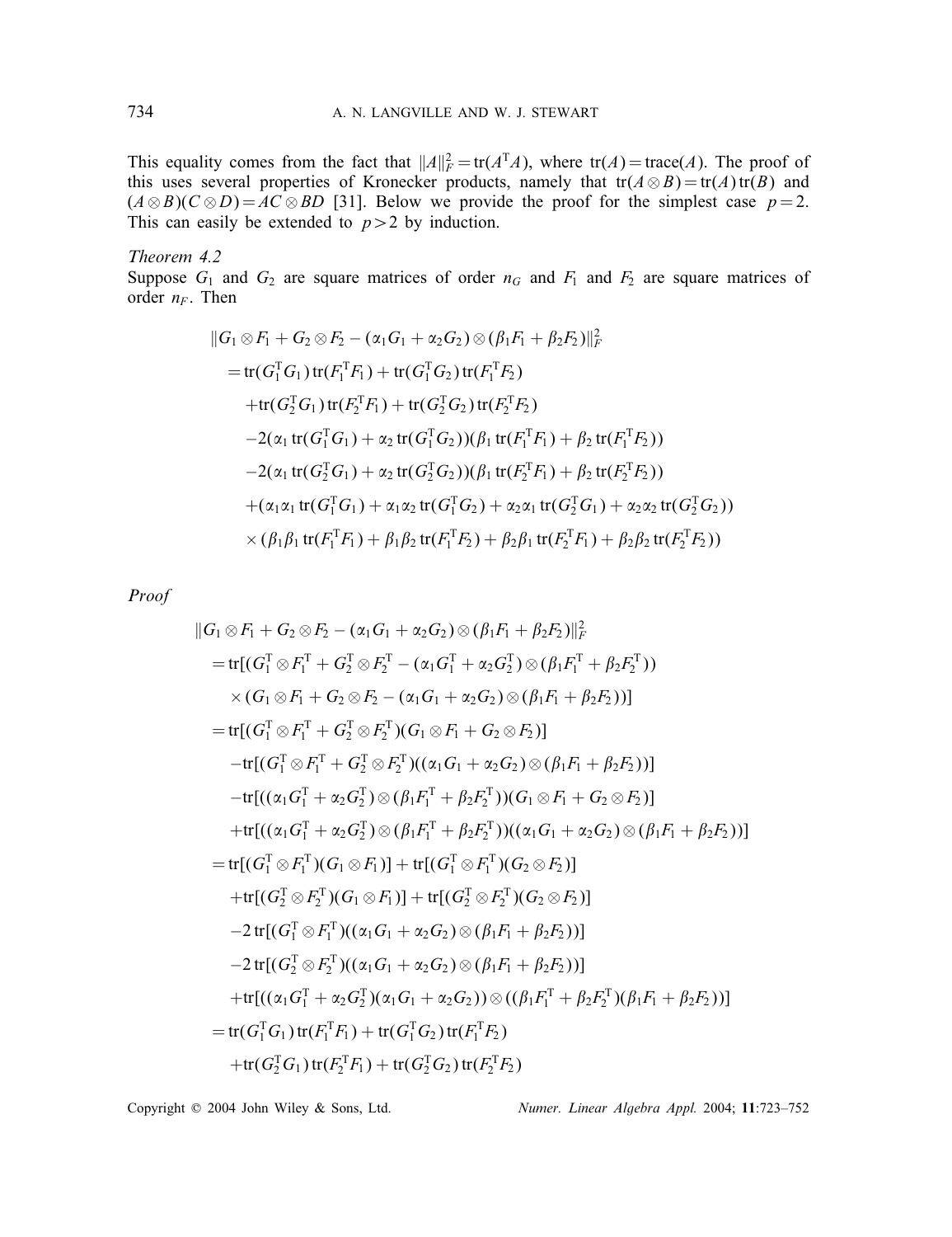This equality comes from the fact that $\|A\|_F^2 = \text{tr}(A^{\text{T}}A)$, where $\text{tr}(A) = \text{trace}(A)$. The proof of this uses several properties of Kronecker products, namely that $\text{tr}(A \otimes B) = \text{tr}(A)\,\text{tr}(B)$ and $(A \otimes B)(C \otimes D) = AC \otimes BD$ [31]. Below we provide the proof for the simplest case $p = 2$. This can easily be extended to $p > 2$ by induction.

*Theorem 4.2*

Suppose $G_1$ and $G_2$ are square matrices of order $n_G$ and $F_1$ and $F_2$ are square matrices of order $n_F$. Then

$$
\begin{aligned}
&\|G_1 \otimes F_1 + G_2 \otimes F_2 - (\alpha_1 G_1 + \alpha_2 G_2) \otimes (\beta_1 F_1 + \beta_2 F_2)\|_F^2 \\
&\quad = \text{tr}(G_1^{\text{T}} G_1)\,\text{tr}(F_1^{\text{T}} F_1) + \text{tr}(G_1^{\text{T}} G_2)\,\text{tr}(F_1^{\text{T}} F_2) \\
&\qquad + \text{tr}(G_2^{\text{T}} G_1)\,\text{tr}(F_2^{\text{T}} F_1) + \text{tr}(G_2^{\text{T}} G_2)\,\text{tr}(F_2^{\text{T}} F_2) \\
&\qquad - 2(\alpha_1\,\text{tr}(G_1^{\text{T}} G_1) + \alpha_2\,\text{tr}(G_1^{\text{T}} G_2))(\beta_1\,\text{tr}(F_1^{\text{T}} F_1) + \beta_2\,\text{tr}(F_1^{\text{T}} F_2)) \\
&\qquad - 2(\alpha_1\,\text{tr}(G_2^{\text{T}} G_1) + \alpha_2\,\text{tr}(G_2^{\text{T}} G_2))(\beta_1\,\text{tr}(F_2^{\text{T}} F_1) + \beta_2\,\text{tr}(F_2^{\text{T}} F_2)) \\
&\qquad + (\alpha_1\alpha_1\,\text{tr}(G_1^{\text{T}} G_1) + \alpha_1\alpha_2\,\text{tr}(G_1^{\text{T}} G_2) + \alpha_2\alpha_1\,\text{tr}(G_2^{\text{T}} G_1) + \alpha_2\alpha_2\,\text{tr}(G_2^{\text{T}} G_2)) \\
&\qquad \times (\beta_1\beta_1\,\text{tr}(F_1^{\text{T}} F_1) + \beta_1\beta_2\,\text{tr}(F_1^{\text{T}} F_2) + \beta_2\beta_1\,\text{tr}(F_2^{\text{T}} F_1) + \beta_2\beta_2\,\text{tr}(F_2^{\text{T}} F_2))
\end{aligned}
$$

*Proof*

$$
\begin{aligned}
&\|G_1 \otimes F_1 + G_2 \otimes F_2 - (\alpha_1 G_1 + \alpha_2 G_2) \otimes (\beta_1 F_1 + \beta_2 F_2)\|_F^2 \\
&\quad = \text{tr}[(G_1^{\text{T}} \otimes F_1^{\text{T}} + G_2^{\text{T}} \otimes F_2^{\text{T}} - (\alpha_1 G_1^{\text{T}} + \alpha_2 G_2^{\text{T}}) \otimes (\beta_1 F_1^{\text{T}} + \beta_2 F_2^{\text{T}})) \\
&\qquad \times (G_1 \otimes F_1 + G_2 \otimes F_2 - (\alpha_1 G_1 + \alpha_2 G_2) \otimes (\beta_1 F_1 + \beta_2 F_2))] \\
&\quad = \text{tr}[(G_1^{\text{T}} \otimes F_1^{\text{T}} + G_2^{\text{T}} \otimes F_2^{\text{T}})(G_1 \otimes F_1 + G_2 \otimes F_2)] \\
&\qquad - \text{tr}[(G_1^{\text{T}} \otimes F_1^{\text{T}} + G_2^{\text{T}} \otimes F_2^{\text{T}})((\alpha_1 G_1 + \alpha_2 G_2) \otimes (\beta_1 F_1 + \beta_2 F_2))] \\
&\qquad - \text{tr}[((\alpha_1 G_1^{\text{T}} + \alpha_2 G_2^{\text{T}}) \otimes (\beta_1 F_1^{\text{T}} + \beta_2 F_2^{\text{T}}))(G_1 \otimes F_1 + G_2 \otimes F_2)] \\
&\qquad + \text{tr}[((\alpha_1 G_1^{\text{T}} + \alpha_2 G_2^{\text{T}}) \otimes (\beta_1 F_1^{\text{T}} + \beta_2 F_2^{\text{T}}))((\alpha_1 G_1 + \alpha_2 G_2) \otimes (\beta_1 F_1 + \beta_2 F_2))] \\
&\quad = \text{tr}[(G_1^{\text{T}} \otimes F_1^{\text{T}})(G_1 \otimes F_1)] + \text{tr}[(G_1^{\text{T}} \otimes F_1^{\text{T}})(G_2 \otimes F_2)] \\
&\qquad + \text{tr}[(G_2^{\text{T}} \otimes F_2^{\text{T}})(G_1 \otimes F_1)] + \text{tr}[(G_2^{\text{T}} \otimes F_2^{\text{T}})(G_2 \otimes F_2)] \\
&\qquad - 2\,\text{tr}[(G_1^{\text{T}} \otimes F_1^{\text{T}})((\alpha_1 G_1 + \alpha_2 G_2) \otimes (\beta_1 F_1 + \beta_2 F_2))] \\
&\qquad - 2\,\text{tr}[(G_2^{\text{T}} \otimes F_2^{\text{T}})((\alpha_1 G_1 + \alpha_2 G_2) \otimes (\beta_1 F_1 + \beta_2 F_2))] \\
&\qquad + \text{tr}[((\alpha_1 G_1^{\text{T}} + \alpha_2 G_2^{\text{T}})(\alpha_1 G_1 + \alpha_2 G_2)) \otimes ((\beta_1 F_1^{\text{T}} + \beta_2 F_2^{\text{T}})(\beta_1 F_1 + \beta_2 F_2))] \\
&\quad = \text{tr}(G_1^{\text{T}} G_1)\,\text{tr}(F_1^{\text{T}} F_1) + \text{tr}(G_1^{\text{T}} G_2)\,\text{tr}(F_1^{\text{T}} F_2) \\
&\qquad + \text{tr}(G_2^{\text{T}} G_1)\,\text{tr}(F_2^{\text{T}} F_1) + \text{tr}(G_2^{\text{T}} G_2)\,\text{tr}(F_2^{\text{T}} F_2)
\end{aligned}
$$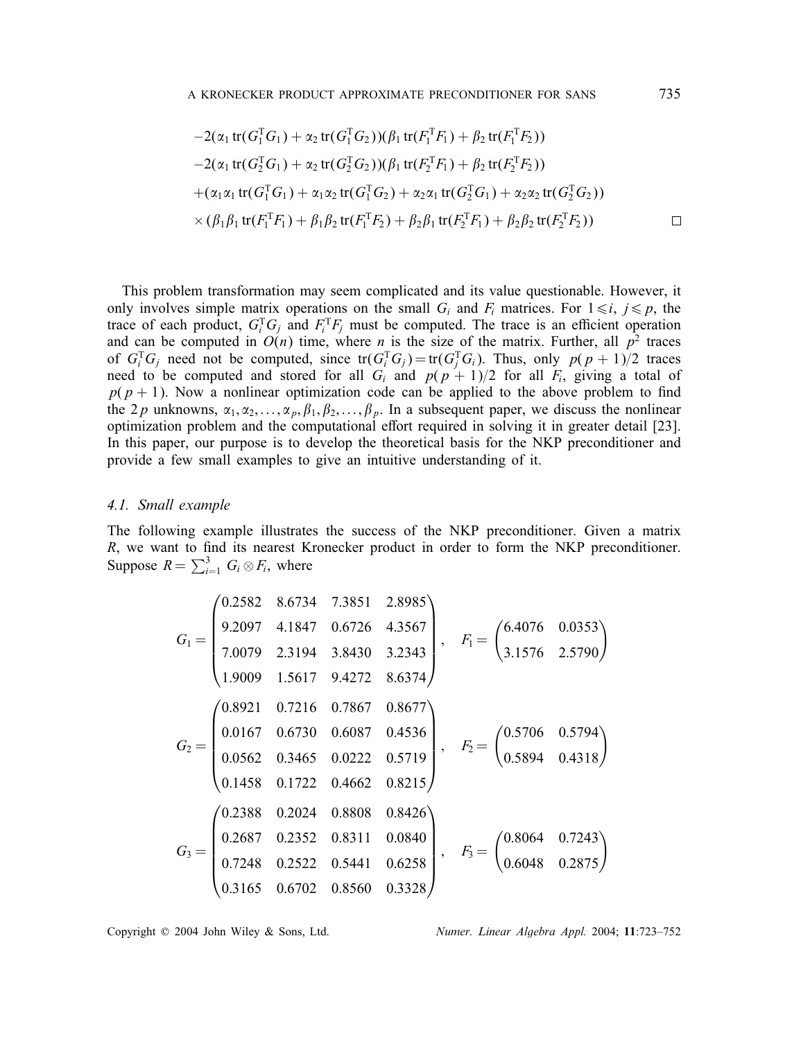$$
\begin{aligned}
&-2(\alpha_1 \operatorname{tr}(G_1^{\mathrm{T}} G_1) + \alpha_2 \operatorname{tr}(G_1^{\mathrm{T}} G_2))(\beta_1 \operatorname{tr}(F_1^{\mathrm{T}} F_1) + \beta_2 \operatorname{tr}(F_1^{\mathrm{T}} F_2)) \\
&-2(\alpha_1 \operatorname{tr}(G_2^{\mathrm{T}} G_1) + \alpha_2 \operatorname{tr}(G_2^{\mathrm{T}} G_2))(\beta_1 \operatorname{tr}(F_2^{\mathrm{T}} F_1) + \beta_2 \operatorname{tr}(F_2^{\mathrm{T}} F_2)) \\
&+(\alpha_1\alpha_1 \operatorname{tr}(G_1^{\mathrm{T}} G_1) + \alpha_1\alpha_2 \operatorname{tr}(G_1^{\mathrm{T}} G_2) + \alpha_2\alpha_1 \operatorname{tr}(G_2^{\mathrm{T}} G_1) + \alpha_2\alpha_2 \operatorname{tr}(G_2^{\mathrm{T}} G_2)) \\
&\times (\beta_1\beta_1 \operatorname{tr}(F_1^{\mathrm{T}} F_1) + \beta_1\beta_2 \operatorname{tr}(F_1^{\mathrm{T}} F_2) + \beta_2\beta_1 \operatorname{tr}(F_2^{\mathrm{T}} F_1) + \beta_2\beta_2 \operatorname{tr}(F_2^{\mathrm{T}} F_2)) \qquad \square
\end{aligned}
$$

This problem transformation may seem complicated and its value questionable. However, it only involves simple matrix operations on the small $G_i$ and $F_i$ matrices. For $1 \leqslant i, j \leqslant p$, the trace of each product, $G_i^{\mathrm{T}} G_j$ and $F_i^{\mathrm{T}} F_j$ must be computed. The trace is an efficient operation and can be computed in $O(n)$ time, where $n$ is the size of the matrix. Further, all $p^2$ traces of $G_i^{\mathrm{T}} G_j$ need not be computed, since $\operatorname{tr}(G_i^{\mathrm{T}} G_j) = \operatorname{tr}(G_j^{\mathrm{T}} G_i)$. Thus, only $p(p+1)/2$ traces need to be computed and stored for all $G_i$ and $p(p+1)/2$ for all $F_i$, giving a total of $p(p+1)$. Now a nonlinear optimization code can be applied to the above problem to find the $2p$ unknowns, $\alpha_1, \alpha_2, \ldots, \alpha_p, \beta_1, \beta_2, \ldots, \beta_p$. In a subsequent paper, we discuss the nonlinear optimization problem and the computational effort required in solving it in greater detail [23]. In this paper, our purpose is to develop the theoretical basis for the NKP preconditioner and provide a few small examples to give an intuitive understanding of it.

### 4.1. Small example

The following example illustrates the success of the NKP preconditioner. Given a matrix $R$, we want to find its nearest Kronecker product in order to form the NKP preconditioner. Suppose $R = \sum_{i=1}^{3} G_i \otimes F_i$, where

$$
G_1 = \begin{pmatrix} 0.2582 & 8.6734 & 7.3851 & 2.8985 \\ 9.2097 & 4.1847 & 0.6726 & 4.3567 \\ 7.0079 & 2.3194 & 3.8430 & 3.2343 \\ 1.9009 & 1.5617 & 9.4272 & 8.6374 \end{pmatrix}, \quad F_1 = \begin{pmatrix} 6.4076 & 0.0353 \\ 3.1576 & 2.5790 \end{pmatrix}
$$

$$
G_2 = \begin{pmatrix} 0.8921 & 0.7216 & 0.7867 & 0.8677 \\ 0.0167 & 0.6730 & 0.6087 & 0.4536 \\ 0.0562 & 0.3465 & 0.0222 & 0.5719 \\ 0.1458 & 0.1722 & 0.4662 & 0.8215 \end{pmatrix}, \quad F_2 = \begin{pmatrix} 0.5706 & 0.5794 \\ 0.5894 & 0.4318 \end{pmatrix}
$$

$$
G_3 = \begin{pmatrix} 0.2388 & 0.2024 & 0.8808 & 0.8426 \\ 0.2687 & 0.2352 & 0.8311 & 0.0840 \\ 0.7248 & 0.2522 & 0.5441 & 0.6258 \\ 0.3165 & 0.6702 & 0.8560 & 0.3328 \end{pmatrix}, \quad F_3 = \begin{pmatrix} 0.8064 & 0.7243 \\ 0.6048 & 0.2875 \end{pmatrix}
$$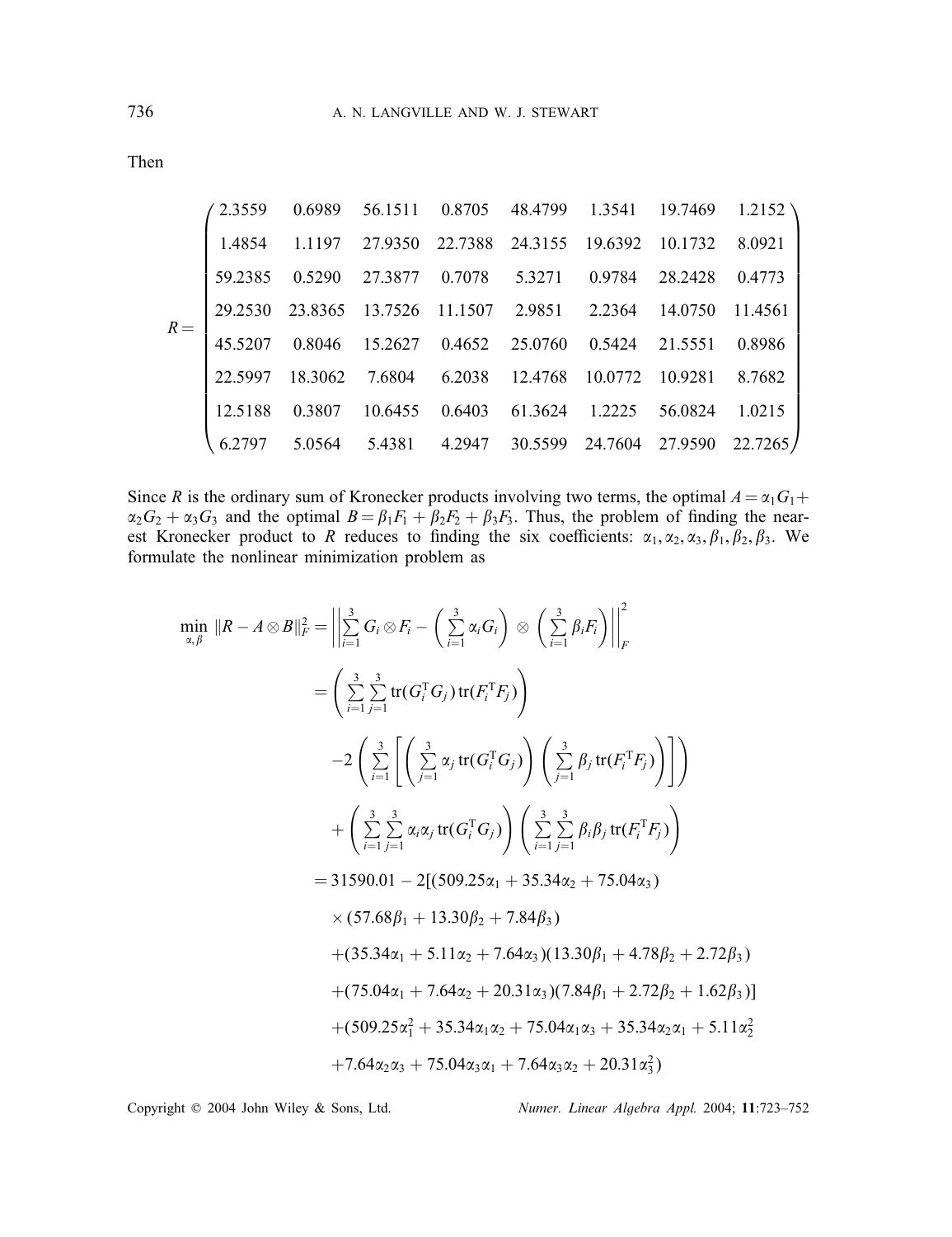Then

$$
R = \begin{pmatrix}
2.3559 & 0.6989 & 56.1511 & 0.8705 & 48.4799 & 1.3541 & 19.7469 & 1.2152 \\
1.4854 & 1.1197 & 27.9350 & 22.7388 & 24.3155 & 19.6392 & 10.1732 & 8.0921 \\
59.2385 & 0.5290 & 27.3877 & 0.7078 & 5.3271 & 0.9784 & 28.2428 & 0.4773 \\
29.2530 & 23.8365 & 13.7526 & 11.1507 & 2.9851 & 2.2364 & 14.0750 & 11.4561 \\
45.5207 & 0.8046 & 15.2627 & 0.4652 & 25.0760 & 0.5424 & 21.5551 & 0.8986 \\
22.5997 & 18.3062 & 7.6804 & 6.2038 & 12.4768 & 10.0772 & 10.9281 & 8.7682 \\
12.5188 & 0.3807 & 10.6455 & 0.6403 & 61.3624 & 1.2225 & 56.0824 & 1.0215 \\
6.2797 & 5.0564 & 5.4381 & 4.2947 & 30.5599 & 24.7604 & 27.9590 & 22.7265
\end{pmatrix}
$$

Since $R$ is the ordinary sum of Kronecker products involving two terms, the optimal $A = \alpha_1 G_1 + \alpha_2 G_2 + \alpha_3 G_3$ and the optimal $B = \beta_1 F_1 + \beta_2 F_2 + \beta_3 F_3$. Thus, the problem of finding the nearest Kronecker product to $R$ reduces to finding the six coefficients: $\alpha_1, \alpha_2, \alpha_3, \beta_1, \beta_2, \beta_3$. We formulate the nonlinear minimization problem as

$$
\begin{aligned}
\min_{\alpha,\beta} \|R - A \otimes B\|_F^2 &= \left\| \sum_{i=1}^{3} G_i \otimes F_i - \left( \sum_{i=1}^{3} \alpha_i G_i \right) \otimes \left( \sum_{i=1}^{3} \beta_i F_i \right) \right\|_F^2 \\
&= \left( \sum_{i=1}^{3} \sum_{j=1}^{3} \mathrm{tr}(G_i^{\mathrm{T}} G_j)\, \mathrm{tr}(F_i^{\mathrm{T}} F_j) \right) \\
&\quad -2 \left( \sum_{i=1}^{3} \left[ \left( \sum_{j=1}^{3} \alpha_j \, \mathrm{tr}(G_i^{\mathrm{T}} G_j) \right) \left( \sum_{j=1}^{3} \beta_j \, \mathrm{tr}(F_i^{\mathrm{T}} F_j) \right) \right] \right) \\
&\quad + \left( \sum_{i=1}^{3} \sum_{j=1}^{3} \alpha_i \alpha_j \, \mathrm{tr}(G_i^{\mathrm{T}} G_j) \right) \left( \sum_{i=1}^{3} \sum_{j=1}^{3} \beta_i \beta_j \, \mathrm{tr}(F_i^{\mathrm{T}} F_j) \right) \\
&= 31590.01 - 2[(509.25\alpha_1 + 35.34\alpha_2 + 75.04\alpha_3) \\
&\quad \times (57.68\beta_1 + 13.30\beta_2 + 7.84\beta_3) \\
&\quad + (35.34\alpha_1 + 5.11\alpha_2 + 7.64\alpha_3)(13.30\beta_1 + 4.78\beta_2 + 2.72\beta_3) \\
&\quad + (75.04\alpha_1 + 7.64\alpha_2 + 20.31\alpha_3)(7.84\beta_1 + 2.72\beta_2 + 1.62\beta_3)] \\
&\quad + (509.25\alpha_1^2 + 35.34\alpha_1\alpha_2 + 75.04\alpha_1\alpha_3 + 35.34\alpha_2\alpha_1 + 5.11\alpha_2^2 \\
&\quad + 7.64\alpha_2\alpha_3 + 75.04\alpha_3\alpha_1 + 7.64\alpha_3\alpha_2 + 20.31\alpha_3^2)
\end{aligned}
$$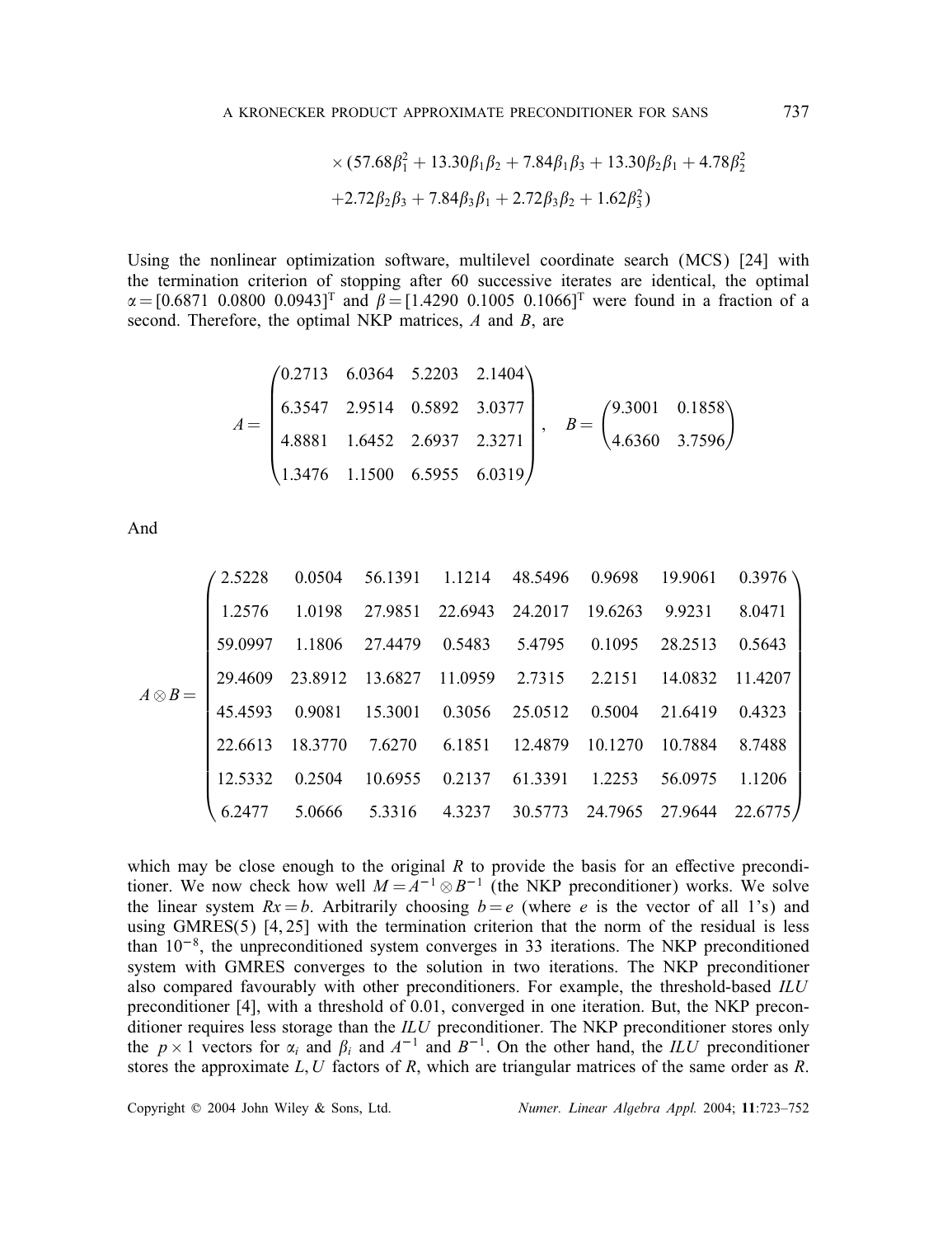$$\times (57.68\beta_1^2 + 13.30\beta_1\beta_2 + 7.84\beta_1\beta_3 + 13.30\beta_2\beta_1 + 4.78\beta_2^2$$
$$+2.72\beta_2\beta_3 + 7.84\beta_3\beta_1 + 2.72\beta_3\beta_2 + 1.62\beta_3^2)$$

Using the nonlinear optimization software, multilevel coordinate search (MCS) [24] with the termination criterion of stopping after 60 successive iterates are identical, the optimal $\alpha = [0.6871\ \ 0.0800\ \ 0.0943]^{\mathrm{T}}$ and $\beta = [1.4290\ \ 0.1005\ \ 0.1066]^{\mathrm{T}}$ were found in a fraction of a second. Therefore, the optimal NKP matrices, $A$ and $B$, are

$$A = \begin{pmatrix} 0.2713 & 6.0364 & 5.2203 & 2.1404 \\ 6.3547 & 2.9514 & 0.5892 & 3.0377 \\ 4.8881 & 1.6452 & 2.6937 & 2.3271 \\ 1.3476 & 1.1500 & 6.5955 & 6.0319 \end{pmatrix}, \quad B = \begin{pmatrix} 9.3001 & 0.1858 \\ 4.6360 & 3.7596 \end{pmatrix}$$

And

$$A \otimes B = \begin{pmatrix} 2.5228 & 0.0504 & 56.1391 & 1.1214 & 48.5496 & 0.9698 & 19.9061 & 0.3976 \\ 1.2576 & 1.0198 & 27.9851 & 22.6943 & 24.2017 & 19.6263 & 9.9231 & 8.0471 \\ 59.0997 & 1.1806 & 27.4479 & 0.5483 & 5.4795 & 0.1095 & 28.2513 & 0.5643 \\ 29.4609 & 23.8912 & 13.6827 & 11.0959 & 2.7315 & 2.2151 & 14.0832 & 11.4207 \\ 45.4593 & 0.9081 & 15.3001 & 0.3056 & 25.0512 & 0.5004 & 21.6419 & 0.4323 \\ 22.6613 & 18.3770 & 7.6270 & 6.1851 & 12.4879 & 10.1270 & 10.7884 & 8.7488 \\ 12.5332 & 0.2504 & 10.6955 & 0.2137 & 61.3391 & 1.2253 & 56.0975 & 1.1206 \\ 6.2477 & 5.0666 & 5.3316 & 4.3237 & 30.5773 & 24.7965 & 27.9644 & 22.6775 \end{pmatrix}$$

which may be close enough to the original $R$ to provide the basis for an effective preconditioner. We now check how well $M = A^{-1} \otimes B^{-1}$ (the NKP preconditioner) works. We solve the linear system $Rx = b$. Arbitrarily choosing $b = e$ (where $e$ is the vector of all 1's) and using GMRES(5) [4, 25] with the termination criterion that the norm of the residual is less than $10^{-8}$, the unpreconditioned system converges in 33 iterations. The NKP preconditioned system with GMRES converges to the solution in two iterations. The NKP preconditioner also compared favourably with other preconditioners. For example, the threshold-based *ILU* preconditioner [4], with a threshold of 0.01, converged in one iteration. But, the NKP preconditioner requires less storage than the *ILU* preconditioner. The NKP preconditioner stores only the $p \times 1$ vectors for $\alpha_i$ and $\beta_i$ and $A^{-1}$ and $B^{-1}$. On the other hand, the *ILU* preconditioner stores the approximate $L, U$ factors of $R$, which are triangular matrices of the same order as $R$.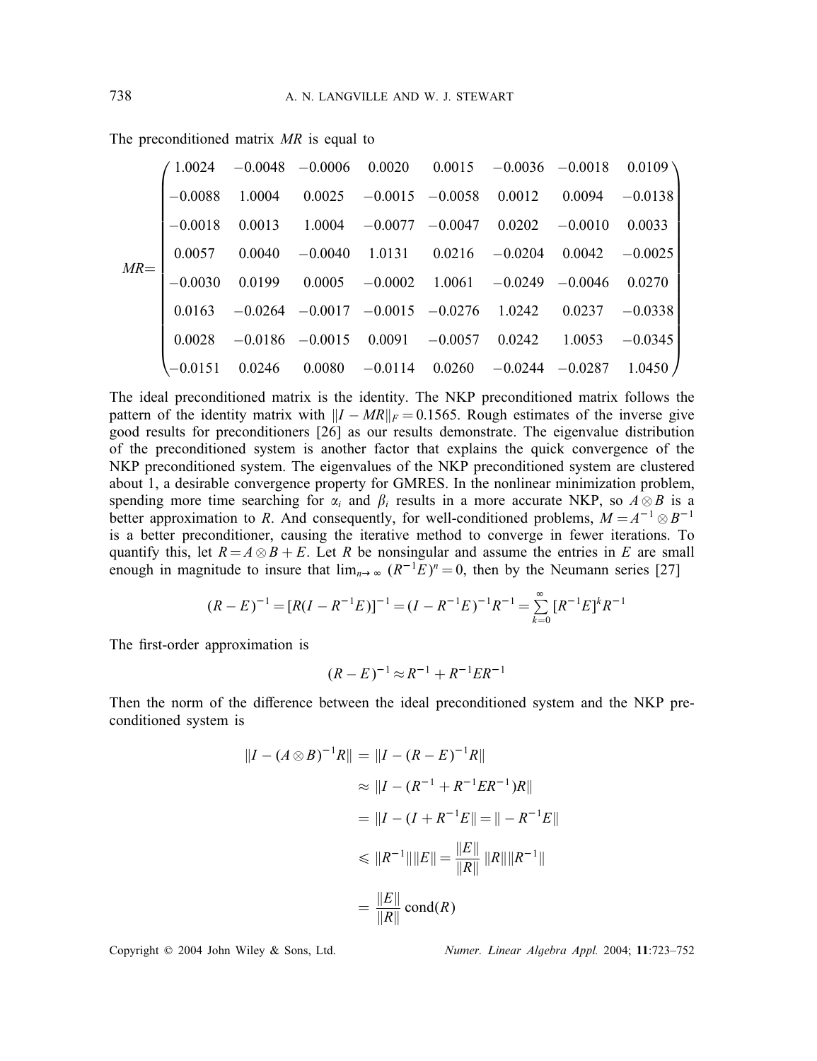The preconditioned matrix $MR$ is equal to

$$MR = \begin{pmatrix} 1.0024 & -0.0048 & -0.0006 & 0.0020 & 0.0015 & -0.0036 & -0.0018 & 0.0109 \\ -0.0088 & 1.0004 & 0.0025 & -0.0015 & -0.0058 & 0.0012 & 0.0094 & -0.0138 \\ -0.0018 & 0.0013 & 1.0004 & -0.0077 & -0.0047 & 0.0202 & -0.0010 & 0.0033 \\ 0.0057 & 0.0040 & -0.0040 & 1.0131 & 0.0216 & -0.0204 & 0.0042 & -0.0025 \\ -0.0030 & 0.0199 & 0.0005 & -0.0002 & 1.0061 & -0.0249 & -0.0046 & 0.0270 \\ 0.0163 & -0.0264 & -0.0017 & -0.0015 & -0.0276 & 1.0242 & 0.0237 & -0.0338 \\ 0.0028 & -0.0186 & -0.0015 & 0.0091 & -0.0057 & 0.0242 & 1.0053 & -0.0345 \\ -0.0151 & 0.0246 & 0.0080 & -0.0114 & 0.0260 & -0.0244 & -0.0287 & 1.0450 \end{pmatrix}$$

The ideal preconditioned matrix is the identity. The NKP preconditioned matrix follows the pattern of the identity matrix with $\|I - MR\|_F = 0.1565$. Rough estimates of the inverse give good results for preconditioners [26] as our results demonstrate. The eigenvalue distribution of the preconditioned system is another factor that explains the quick convergence of the NKP preconditioned system. The eigenvalues of the NKP preconditioned system are clustered about 1, a desirable convergence property for GMRES. In the nonlinear minimization problem, spending more time searching for $\alpha_i$ and $\beta_i$ results in a more accurate NKP, so $A \otimes B$ is a better approximation to $R$. And consequently, for well-conditioned problems, $M = A^{-1} \otimes B^{-1}$ is a better preconditioner, causing the iterative method to converge in fewer iterations. To quantify this, let $R = A \otimes B + E$. Let $R$ be nonsingular and assume the entries in $E$ are small enough in magnitude to insure that $\lim_{n \to \infty} (R^{-1}E)^n = 0$, then by the Neumann series [27]

$$(R - E)^{-1} = [R(I - R^{-1}E)]^{-1} = (I - R^{-1}E)^{-1}R^{-1} = \sum_{k=0}^{\infty} [R^{-1}E]^k R^{-1}$$

The first-order approximation is

$$(R - E)^{-1} \approx R^{-1} + R^{-1}ER^{-1}$$

Then the norm of the difference between the ideal preconditioned system and the NKP preconditioned system is

$$\begin{aligned} \|I - (A \otimes B)^{-1}R\| &= \|I - (R - E)^{-1}R\| \\ &\approx \|I - (R^{-1} + R^{-1}ER^{-1})R\| \\ &= \|I - (I + R^{-1}E\| = \| - R^{-1}E\| \\ &\leqslant \|R^{-1}\|\|E\| = \frac{\|E\|}{\|R\|}\|R\|\|R^{-1}\| \\ &= \frac{\|E\|}{\|R\|}\operatorname{cond}(R) \end{aligned}$$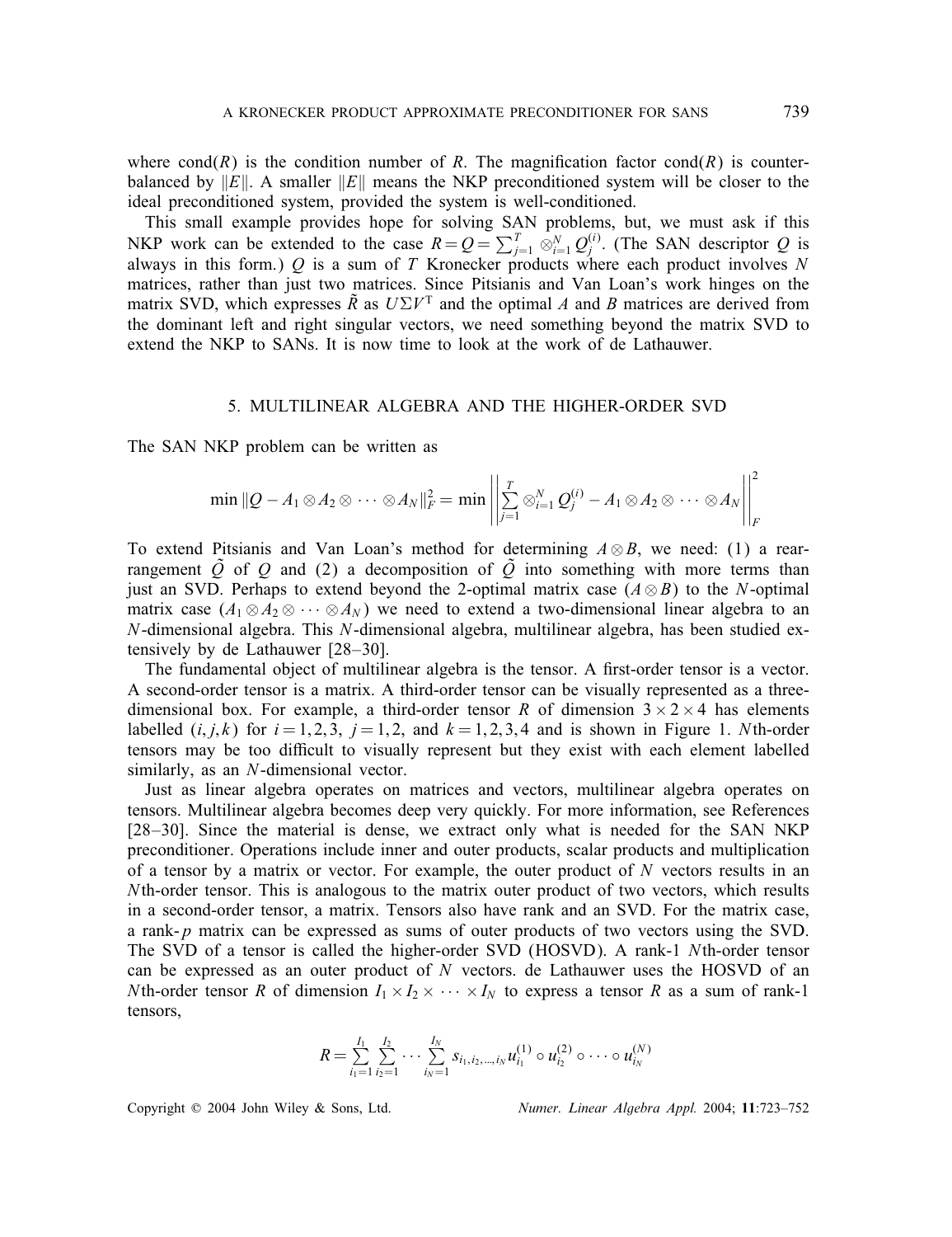where $\text{cond}(R)$ is the condition number of $R$. The magnification factor $\text{cond}(R)$ is counterbalanced by $\|E\|$. A smaller $\|E\|$ means the NKP preconditioned system will be closer to the ideal preconditioned system, provided the system is well-conditioned.

This small example provides hope for solving SAN problems, but, we must ask if this NKP work can be extended to the case $R = Q = \sum_{j=1}^{T} \otimes_{i=1}^{N} Q_j^{(i)}$. (The SAN descriptor $Q$ is always in this form.) $Q$ is a sum of $T$ Kronecker products where each product involves $N$ matrices, rather than just two matrices. Since Pitsianis and Van Loan's work hinges on the matrix SVD, which expresses $\tilde{R}$ as $U\Sigma V^{\mathrm{T}}$ and the optimal $A$ and $B$ matrices are derived from the dominant left and right singular vectors, we need something beyond the matrix SVD to extend the NKP to SANs. It is now time to look at the work of de Lathauwer.

## 5. MULTILINEAR ALGEBRA AND THE HIGHER-ORDER SVD

The SAN NKP problem can be written as

$$\min \|Q - A_1 \otimes A_2 \otimes \cdots \otimes A_N\|_F^2 = \min \left\| \sum_{j=1}^{T} \otimes_{i=1}^{N} Q_j^{(i)} - A_1 \otimes A_2 \otimes \cdots \otimes A_N \right\|_F^2$$

To extend Pitsianis and Van Loan's method for determining $A \otimes B$, we need: (1) a rearrangement $\tilde{Q}$ of $Q$ and (2) a decomposition of $\tilde{Q}$ into something with more terms than just an SVD. Perhaps to extend beyond the 2-optimal matrix case ($A \otimes B$) to the $N$-optimal matrix case ($A_1 \otimes A_2 \otimes \cdots \otimes A_N$) we need to extend a two-dimensional linear algebra to an $N$-dimensional algebra. This $N$-dimensional algebra, multilinear algebra, has been studied extensively by de Lathauwer [28–30].

The fundamental object of multilinear algebra is the tensor. A first-order tensor is a vector. A second-order tensor is a matrix. A third-order tensor can be visually represented as a three-dimensional box. For example, a third-order tensor $R$ of dimension $3 \times 2 \times 4$ has elements labelled $(i, j, k)$ for $i = 1, 2, 3$, $j = 1, 2$, and $k = 1, 2, 3, 4$ and is shown in Figure 1. $N$th-order tensors may be too difficult to visually represent but they exist with each element labelled similarly, as an $N$-dimensional vector.

Just as linear algebra operates on matrices and vectors, multilinear algebra operates on tensors. Multilinear algebra becomes deep very quickly. For more information, see References [28–30]. Since the material is dense, we extract only what is needed for the SAN NKP preconditioner. Operations include inner and outer products, scalar products and multiplication of a tensor by a matrix or vector. For example, the outer product of $N$ vectors results in an $N$th-order tensor. This is analogous to the matrix outer product of two vectors, which results in a second-order tensor, a matrix. Tensors also have rank and an SVD. For the matrix case, a rank-$p$ matrix can be expressed as sums of outer products of two vectors using the SVD. The SVD of a tensor is called the higher-order SVD (HOSVD). A rank-1 $N$th-order tensor can be expressed as an outer product of $N$ vectors. de Lathauwer uses the HOSVD of an $N$th-order tensor $R$ of dimension $I_1 \times I_2 \times \cdots \times I_N$ to express a tensor $R$ as a sum of rank-1 tensors,

$$R = \sum_{i_1=1}^{I_1} \sum_{i_2=1}^{I_2} \cdots \sum_{i_N=1}^{I_N} s_{i_1, i_2, \ldots, i_N} u_{i_1}^{(1)} \circ u_{i_2}^{(2)} \circ \cdots \circ u_{i_N}^{(N)}$$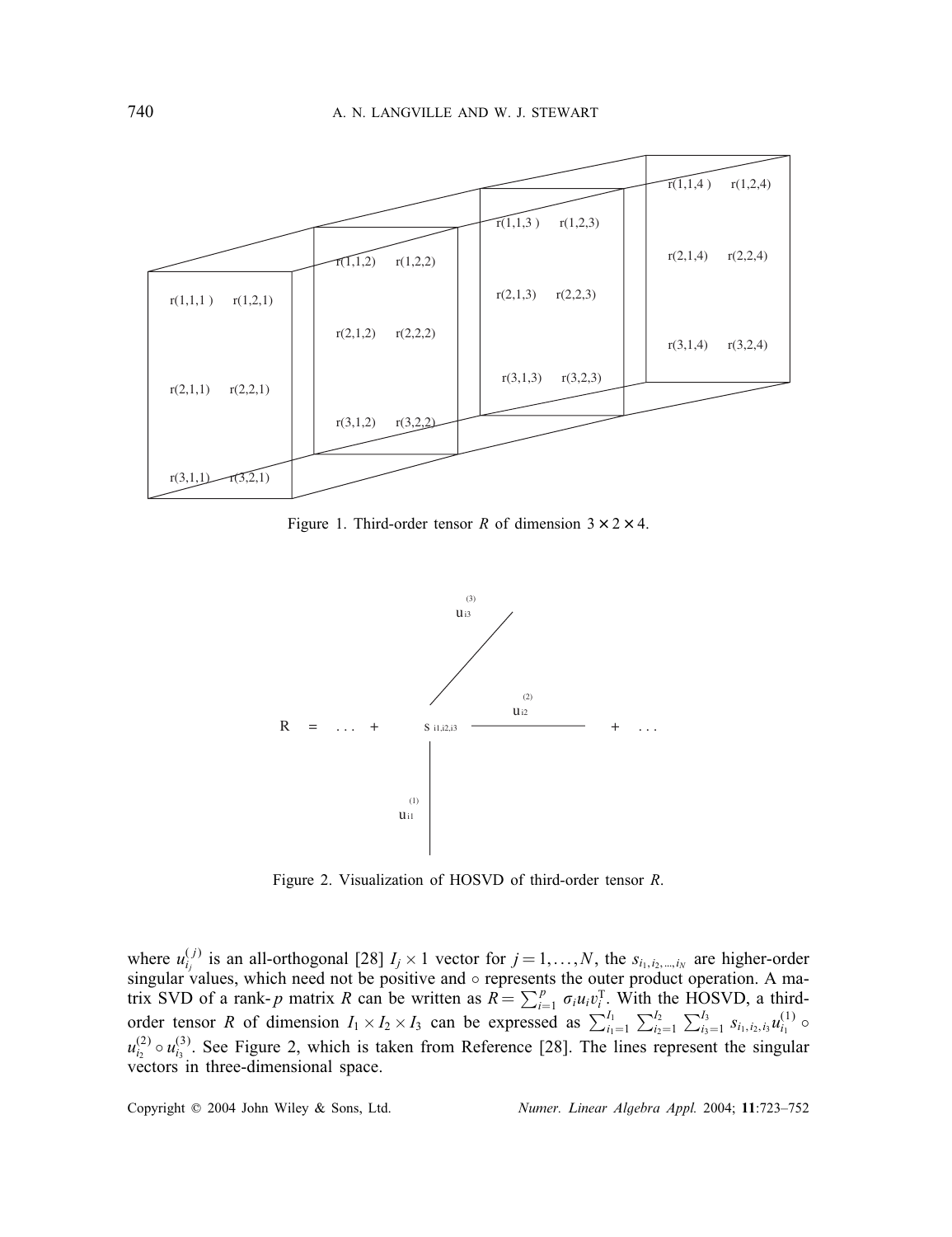Figure 1. Third-order tensor $R$ of dimension $3 \times 2 \times 4$.

Figure 2. Visualization of HOSVD of third-order tensor $R$.

where $u_{i_j}^{(j)}$ is an all-orthogonal [28] $I_j \times 1$ vector for $j = 1, \ldots, N$, the $s_{i_1, i_2, \ldots, i_N}$ are higher-order singular values, which need not be positive and $\circ$ represents the outer product operation. A matrix SVD of a rank-$p$ matrix $R$ can be written as $R = \sum_{i=1}^{p} \sigma_i u_i v_i^{\mathrm{T}}$. With the HOSVD, a third-order tensor $R$ of dimension $I_1 \times I_2 \times I_3$ can be expressed as $\sum_{i_1=1}^{I_1} \sum_{i_2=1}^{I_2} \sum_{i_3=1}^{I_3} s_{i_1, i_2, i_3} u_{i_1}^{(1)} \circ u_{i_2}^{(2)} \circ u_{i_3}^{(3)}$. See Figure 2, which is taken from Reference [28]. The lines represent the singular vectors in three-dimensional space.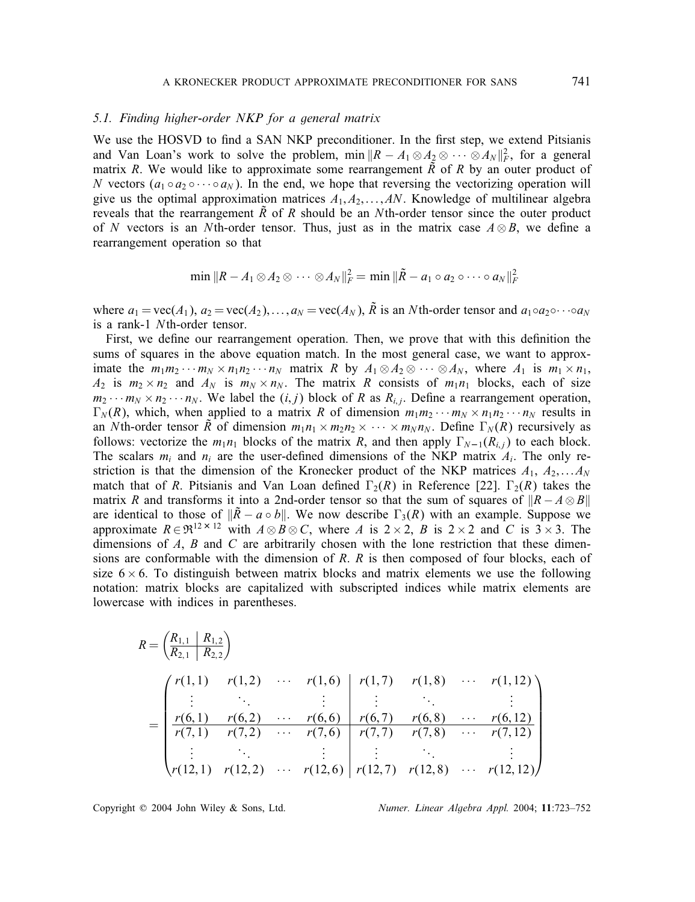### 5.1. Finding higher-order NKP for a general matrix

We use the HOSVD to find a SAN NKP preconditioner. In the first step, we extend Pitsianis and Van Loan's work to solve the problem, $\min \|R - A_1 \otimes A_2 \otimes \cdots \otimes A_N\|_F^2$, for a general matrix $R$. We would like to approximate some rearrangement $\tilde{R}$ of $R$ by an outer product of $N$ vectors $(a_1 \circ a_2 \circ \cdots \circ a_N)$. In the end, we hope that reversing the vectorizing operation will give us the optimal approximation matrices $A_1, A_2, \ldots, AN$. Knowledge of multilinear algebra reveals that the rearrangement $\tilde{R}$ of $R$ should be an $N$th-order tensor since the outer product of $N$ vectors is an $N$th-order tensor. Thus, just as in the matrix case $A \otimes B$, we define a rearrangement operation so that

$$\min \|R - A_1 \otimes A_2 \otimes \cdots \otimes A_N\|_F^2 = \min \|\tilde{R} - a_1 \circ a_2 \circ \cdots \circ a_N\|_F^2$$

where $a_1 = \text{vec}(A_1)$, $a_2 = \text{vec}(A_2), \ldots, a_N = \text{vec}(A_N)$, $\tilde{R}$ is an $N$th-order tensor and $a_1 \circ a_2 \circ \cdots \circ a_N$ is a rank-1 $N$th-order tensor.

First, we define our rearrangement operation. Then, we prove that with this definition the sums of squares in the above equation match. In the most general case, we want to approximate the $m_1 m_2 \cdots m_N \times n_1 n_2 \cdots n_N$ matrix $R$ by $A_1 \otimes A_2 \otimes \cdots \otimes A_N$, where $A_1$ is $m_1 \times n_1$, $A_2$ is $m_2 \times n_2$ and $A_N$ is $m_N \times n_N$. The matrix $R$ consists of $m_1 n_1$ blocks, each of size $m_2 \cdots m_N \times n_2 \cdots n_N$. We label the $(i, j)$ block of $R$ as $R_{i,j}$. Define a rearrangement operation, $\Gamma_N(R)$, which, when applied to a matrix $R$ of dimension $m_1 m_2 \cdots m_N \times n_1 n_2 \cdots n_N$ results in an $N$th-order tensor $\tilde{R}$ of dimension $m_1 n_1 \times m_2 n_2 \times \cdots \times m_N n_N$. Define $\Gamma_N(R)$ recursively as follows: vectorize the $m_1 n_1$ blocks of the matrix $R$, and then apply $\Gamma_{N-1}(R_{i,j})$ to each block. The scalars $m_i$ and $n_i$ are the user-defined dimensions of the NKP matrix $A_i$. The only restriction is that the dimension of the Kronecker product of the NKP matrices $A_1, A_2, \ldots A_N$ match that of $R$. Pitsianis and Van Loan defined $\Gamma_2(R)$ in Reference [22]. $\Gamma_2(R)$ takes the matrix $R$ and transforms it into a 2nd-order tensor so that the sum of squares of $\|R - A \otimes B\|$ are identical to those of $\|\tilde{R} - a \circ b\|$. We now describe $\Gamma_3(R)$ with an example. Suppose we approximate $R \in \Re^{12 \times 12}$ with $A \otimes B \otimes C$, where $A$ is $2 \times 2$, $B$ is $2 \times 2$ and $C$ is $3 \times 3$. The dimensions of $A$, $B$ and $C$ are arbitrarily chosen with the lone restriction that these dimensions are conformable with the dimension of $R$. $R$ is then composed of four blocks, each of size $6 \times 6$. To distinguish between matrix blocks and matrix elements we use the following notation: matrix blocks are capitalized with subscripted indices while matrix elements are lowercase with indices in parentheses.

$$R = \left(\begin{array}{c|c} R_{1,1} & R_{1,2} \\ \hline R_{2,1} & R_{2,2} \end{array}\right)$$

$$= \left(\begin{array}{cccc|cccc} r(1,1) & r(1,2) & \cdots & r(1,6) & r(1,7) & r(1,8) & \cdots & r(1,12) \\ \vdots & \ddots & & \vdots & \vdots & \ddots & & \vdots \\ r(6,1) & r(6,2) & \cdots & r(6,6) & r(6,7) & r(6,8) & \cdots & r(6,12) \\ \hline r(7,1) & r(7,2) & \cdots & r(7,6) & r(7,7) & r(7,8) & \cdots & r(7,12) \\ \vdots & \ddots & & \vdots & \vdots & \ddots & & \vdots \\ r(12,1) & r(12,2) & \cdots & r(12,6) & r(12,7) & r(12,8) & \cdots & r(12,12) \end{array}\right)$$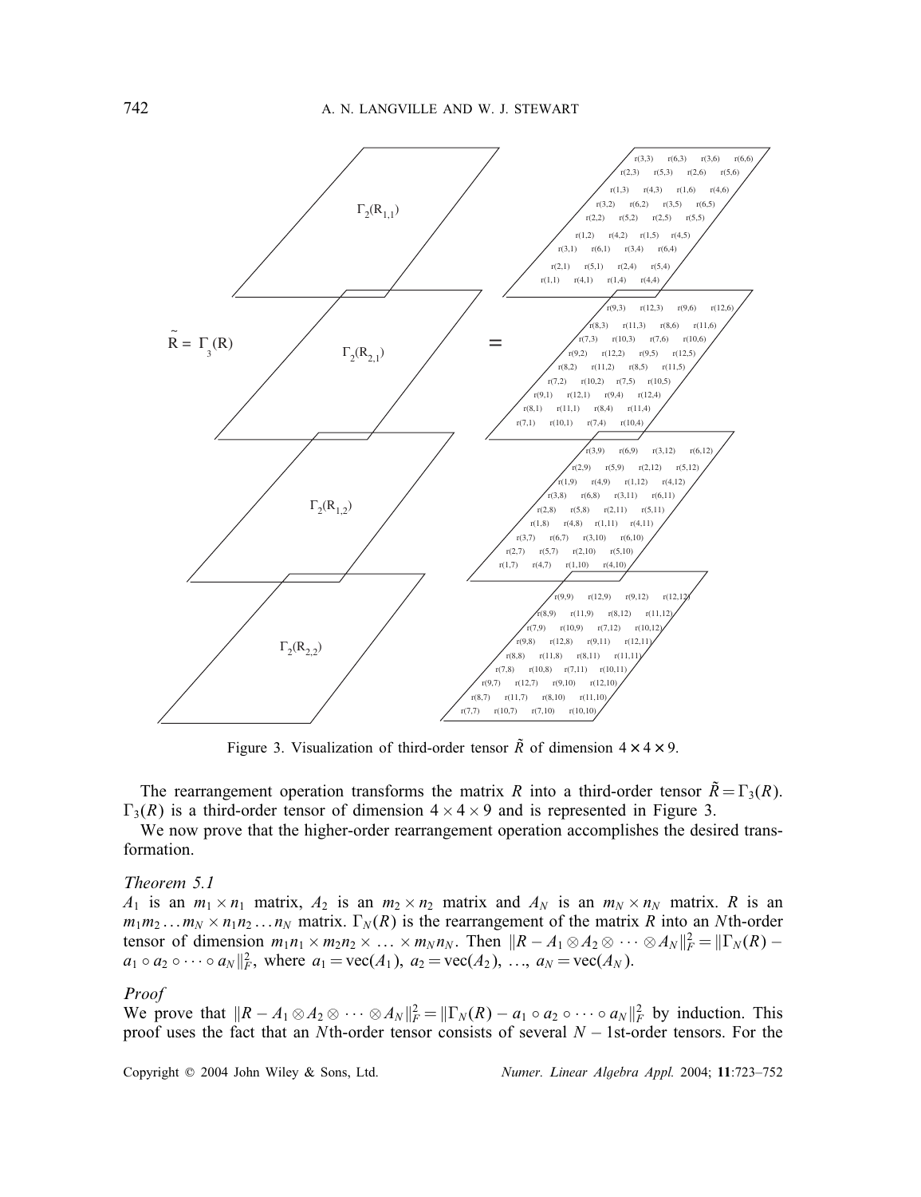Figure 3. Visualization of third-order tensor $\tilde{R}$ of dimension $4 \times 4 \times 9$.

The rearrangement operation transforms the matrix $R$ into a third-order tensor $\tilde{R} = \Gamma_3(R)$. $\Gamma_3(R)$ is a third-order tensor of dimension $4 \times 4 \times 9$ and is represented in Figure 3.

We now prove that the higher-order rearrangement operation accomplishes the desired transformation.

*Theorem 5.1*

$A_1$ is an $m_1 \times n_1$ matrix, $A_2$ is an $m_2 \times n_2$ matrix and $A_N$ is an $m_N \times n_N$ matrix. $R$ is an $m_1 m_2 \ldots m_N \times n_1 n_2 \ldots n_N$ matrix. $\Gamma_N(R)$ is the rearrangement of the matrix $R$ into an $N$th-order tensor of dimension $m_1 n_1 \times m_2 n_2 \times \ldots \times m_N n_N$. Then $\|R - A_1 \otimes A_2 \otimes \cdots \otimes A_N\|_F^2 = \|\Gamma_N(R) - a_1 \circ a_2 \circ \cdots \circ a_N\|_F^2$, where $a_1 = \mathrm{vec}(A_1)$, $a_2 = \mathrm{vec}(A_2)$, $\ldots$, $a_N = \mathrm{vec}(A_N)$.

*Proof*

We prove that $\|R - A_1 \otimes A_2 \otimes \cdots \otimes A_N\|_F^2 = \|\Gamma_N(R) - a_1 \circ a_2 \circ \cdots \circ a_N\|_F^2$ by induction. This proof uses the fact that an $N$th-order tensor consists of several $N-1$st-order tensors. For the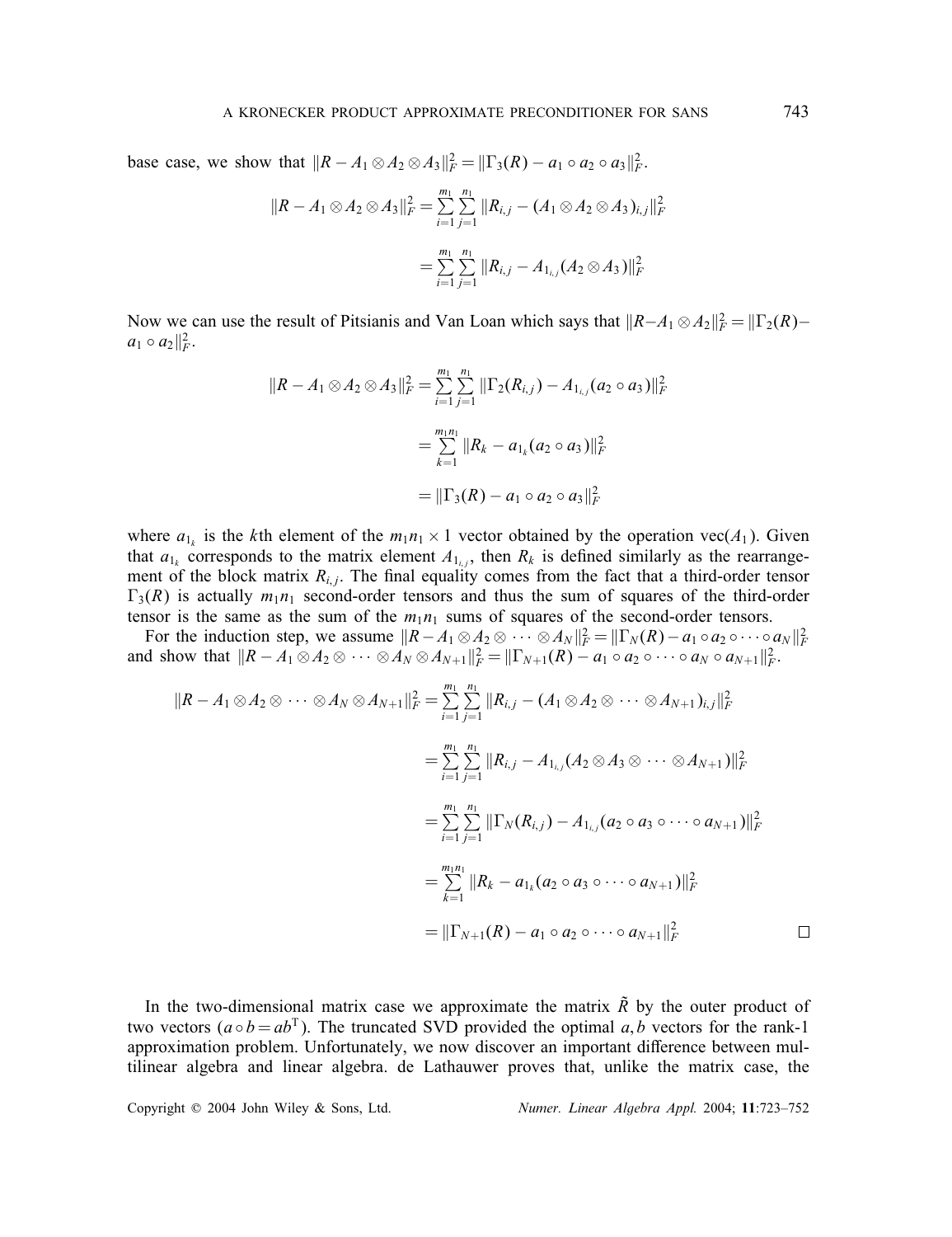base case, we show that $\|R - A_1 \otimes A_2 \otimes A_3\|_F^2 = \|\Gamma_3(R) - a_1 \circ a_2 \circ a_3\|_F^2$.

$$\|R - A_1 \otimes A_2 \otimes A_3\|_F^2 = \sum_{i=1}^{m_1} \sum_{j=1}^{n_1} \|R_{i,j} - (A_1 \otimes A_2 \otimes A_3)_{i,j}\|_F^2$$

$$= \sum_{i=1}^{m_1} \sum_{j=1}^{n_1} \|R_{i,j} - A_{1_{i,j}}(A_2 \otimes A_3)\|_F^2$$

Now we can use the result of Pitsianis and Van Loan which says that $\|R - A_1 \otimes A_2\|_F^2 = \|\Gamma_2(R) - a_1 \circ a_2\|_F^2$.

$$\|R - A_1 \otimes A_2 \otimes A_3\|_F^2 = \sum_{i=1}^{m_1} \sum_{j=1}^{n_1} \|\Gamma_2(R_{i,j}) - A_{1_{i,j}}(a_2 \circ a_3)\|_F^2$$

$$= \sum_{k=1}^{m_1 n_1} \|R_k - a_{1_k}(a_2 \circ a_3)\|_F^2$$

$$= \|\Gamma_3(R) - a_1 \circ a_2 \circ a_3\|_F^2$$

where $a_{1_k}$ is the $k$th element of the $m_1 n_1 \times 1$ vector obtained by the operation $\text{vec}(A_1)$. Given that $a_{1_k}$ corresponds to the matrix element $A_{1_{i,j}}$, then $R_k$ is defined similarly as the rearrangement of the block matrix $R_{i,j}$. The final equality comes from the fact that a third-order tensor $\Gamma_3(R)$ is actually $m_1 n_1$ second-order tensors and thus the sum of squares of the third-order tensor is the same as the sum of the $m_1 n_1$ sums of squares of the second-order tensors.

For the induction step, we assume $\|R - A_1 \otimes A_2 \otimes \cdots \otimes A_N\|_F^2 = \|\Gamma_N(R) - a_1 \circ a_2 \circ \cdots \circ a_N\|_F^2$ and show that $\|R - A_1 \otimes A_2 \otimes \cdots \otimes A_N \otimes A_{N+1}\|_F^2 = \|\Gamma_{N+1}(R) - a_1 \circ a_2 \circ \cdots \circ a_N \circ a_{N+1}\|_F^2$.

$$\|R - A_1 \otimes A_2 \otimes \cdots \otimes A_N \otimes A_{N+1}\|_F^2 = \sum_{i=1}^{m_1} \sum_{j=1}^{n_1} \|R_{i,j} - (A_1 \otimes A_2 \otimes \cdots \otimes A_{N+1})_{i,j}\|_F^2$$

$$= \sum_{i=1}^{m_1} \sum_{j=1}^{n_1} \|R_{i,j} - A_{1_{i,j}}(A_2 \otimes A_3 \otimes \cdots \otimes A_{N+1})\|_F^2$$

$$= \sum_{i=1}^{m_1} \sum_{j=1}^{n_1} \|\Gamma_N(R_{i,j}) - A_{1_{i,j}}(a_2 \circ a_3 \circ \cdots \circ a_{N+1})\|_F^2$$

$$= \sum_{k=1}^{m_1 n_1} \|R_k - a_{1_k}(a_2 \circ a_3 \circ \cdots \circ a_{N+1})\|_F^2$$

$$= \|\Gamma_{N+1}(R) - a_1 \circ a_2 \circ \cdots \circ a_{N+1}\|_F^2 \qquad \square$$

In the two-dimensional matrix case we approximate the matrix $\tilde{R}$ by the outer product of two vectors ($a \circ b = ab^{\mathrm{T}}$). The truncated SVD provided the optimal $a, b$ vectors for the rank-1 approximation problem. Unfortunately, we now discover an important difference between multilinear algebra and linear algebra. de Lathauwer proves that, unlike the matrix case, the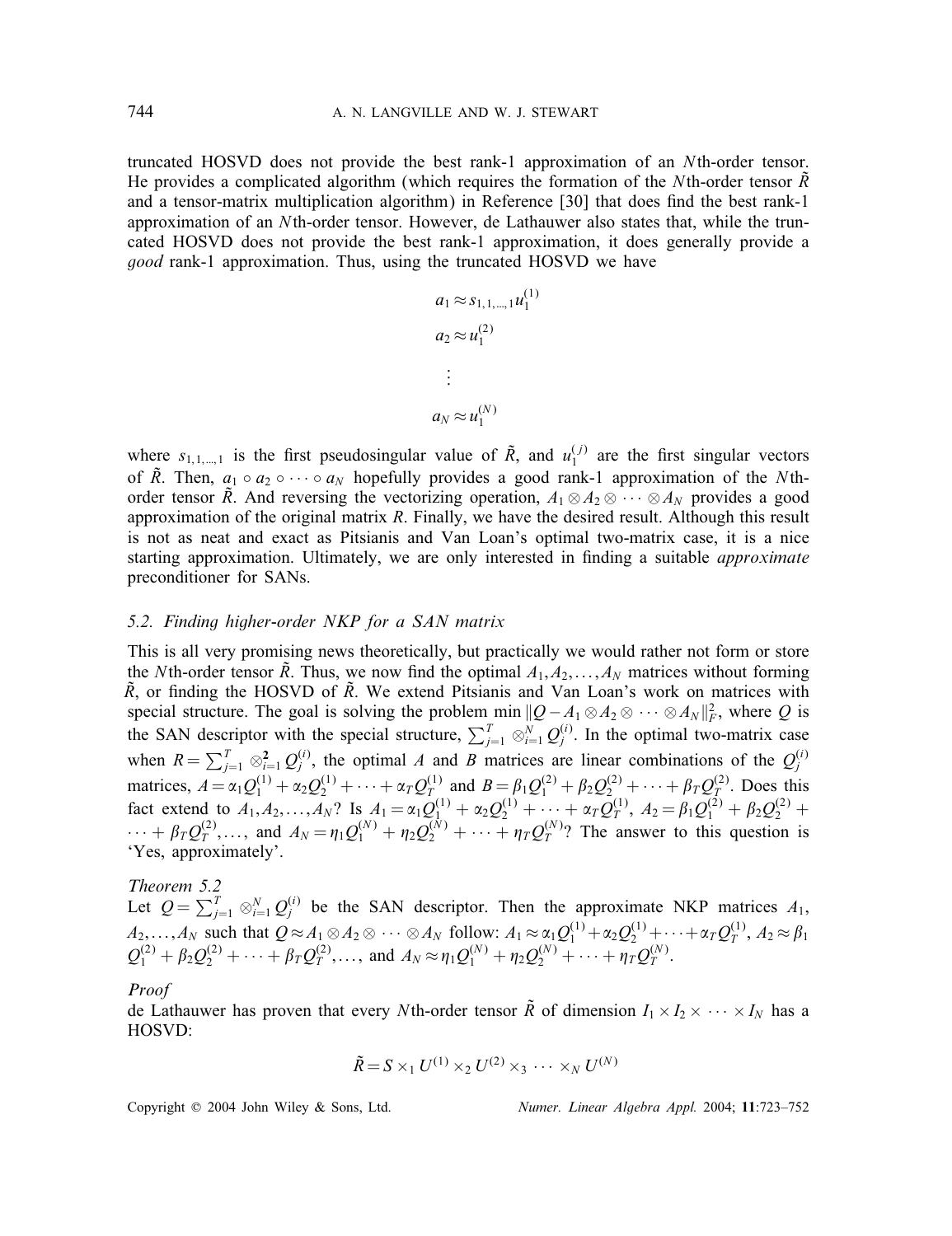truncated HOSVD does not provide the best rank-1 approximation of an $N$th-order tensor. He provides a complicated algorithm (which requires the formation of the $N$th-order tensor $\tilde{R}$ and a tensor-matrix multiplication algorithm) in Reference [30] that does find the best rank-1 approximation of an $N$th-order tensor. However, de Lathauwer also states that, while the truncated HOSVD does not provide the best rank-1 approximation, it does generally provide a *good* rank-1 approximation. Thus, using the truncated HOSVD we have

$$a_1 \approx s_{1,1,\ldots,1} u_1^{(1)}$$

$$a_2 \approx u_1^{(2)}$$

$$\vdots$$

$$a_N \approx u_1^{(N)}$$

where $s_{1,1,\ldots,1}$ is the first pseudosingular value of $\tilde{R}$, and $u_1^{(j)}$ are the first singular vectors of $\tilde{R}$. Then, $a_1 \circ a_2 \circ \cdots \circ a_N$ hopefully provides a good rank-1 approximation of the $N$th-order tensor $\tilde{R}$. And reversing the vectorizing operation, $A_1 \otimes A_2 \otimes \cdots \otimes A_N$ provides a good approximation of the original matrix $R$. Finally, we have the desired result. Although this result is not as neat and exact as Pitsianis and Van Loan's optimal two-matrix case, it is a nice starting approximation. Ultimately, we are only interested in finding a suitable *approximate* preconditioner for SANs.

### *5.2. Finding higher-order NKP for a SAN matrix*

This is all very promising news theoretically, but practically we would rather not form or store the $N$th-order tensor $\tilde{R}$. Thus, we now find the optimal $A_1, A_2, \ldots, A_N$ matrices without forming $\tilde{R}$, or finding the HOSVD of $\tilde{R}$. We extend Pitsianis and Van Loan's work on matrices with special structure. The goal is solving the problem $\min \|Q - A_1 \otimes A_2 \otimes \cdots \otimes A_N\|_F^2$, where $Q$ is the SAN descriptor with the special structure, $\sum_{j=1}^{T} \otimes_{i=1}^{N} Q_j^{(i)}$. In the optimal two-matrix case when $R = \sum_{j=1}^{T} \otimes_{i=1}^{\mathbf{2}} Q_j^{(i)}$, the optimal $A$ and $B$ matrices are linear combinations of the $Q_j^{(i)}$ matrices, $A = \alpha_1 Q_1^{(1)} + \alpha_2 Q_2^{(1)} + \cdots + \alpha_T Q_T^{(1)}$ and $B = \beta_1 Q_1^{(2)} + \beta_2 Q_2^{(2)} + \cdots + \beta_T Q_T^{(2)}$. Does this fact extend to $A_1, A_2, \ldots, A_N$? Is $A_1 = \alpha_1 Q_1^{(1)} + \alpha_2 Q_2^{(1)} + \cdots + \alpha_T Q_T^{(1)}$, $A_2 = \beta_1 Q_1^{(2)} + \beta_2 Q_2^{(2)} + \cdots + \beta_T Q_T^{(2)}, \ldots,$ and $A_N = \eta_1 Q_1^{(N)} + \eta_2 Q_2^{(N)} + \cdots + \eta_T Q_T^{(N)}$? The answer to this question is 'Yes, approximately'.

*Theorem 5.2*

Let $Q = \sum_{j=1}^{T} \otimes_{i=1}^{N} Q_j^{(i)}$ be the SAN descriptor. Then the approximate NKP matrices $A_1, A_2, \ldots, A_N$ such that $Q \approx A_1 \otimes A_2 \otimes \cdots \otimes A_N$ follow: $A_1 \approx \alpha_1 Q_1^{(1)} + \alpha_2 Q_2^{(1)} + \cdots + \alpha_T Q_T^{(1)}$, $A_2 \approx \beta_1 Q_1^{(2)} + \beta_2 Q_2^{(2)} + \cdots + \beta_T Q_T^{(2)}, \ldots,$ and $A_N \approx \eta_1 Q_1^{(N)} + \eta_2 Q_2^{(N)} + \cdots + \eta_T Q_T^{(N)}$.

*Proof*

de Lathauwer has proven that every $N$th-order tensor $\tilde{R}$ of dimension $I_1 \times I_2 \times \cdots \times I_N$ has a HOSVD:

$$\tilde{R} = S \times_1 U^{(1)} \times_2 U^{(2)} \times_3 \cdots \times_N U^{(N)}$$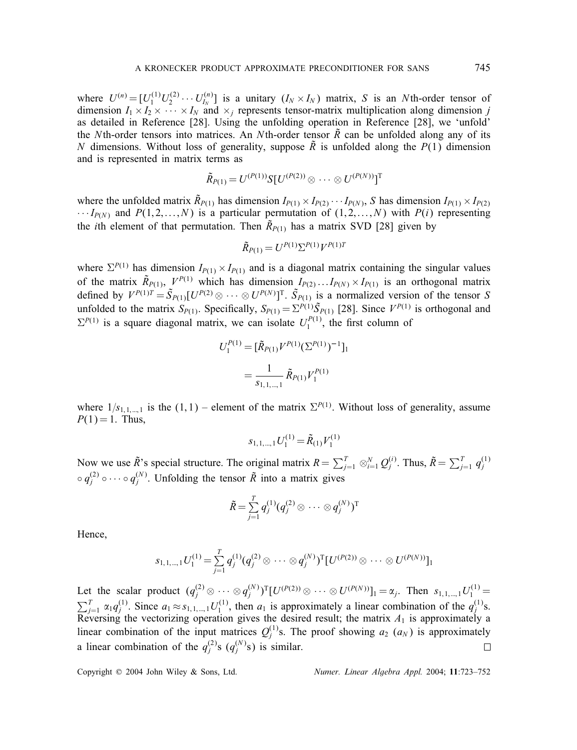where $U^{(n)} = [U_1^{(1)} U_2^{(2)} \cdots U_{I_N}^{(n)}]$ is a unitary $(I_N \times I_N)$ matrix, $S$ is an $N$th-order tensor of dimension $I_1 \times I_2 \times \cdots \times I_N$ and $\times_j$ represents tensor-matrix multiplication along dimension $j$ as detailed in Reference [28]. Using the unfolding operation in Reference [28], we 'unfold' the $N$th-order tensors into matrices. An $N$th-order tensor $\tilde{R}$ can be unfolded along any of its $N$ dimensions. Without loss of generality, suppose $\tilde{R}$ is unfolded along the $P(1)$ dimension and is represented in matrix terms as

$$\tilde{R}_{P(1)} = U^{(P(1))} S [U^{(P(2))} \otimes \cdots \otimes U^{(P(N))}]^{\mathrm{T}}$$

where the unfolded matrix $\tilde{R}_{P(1)}$ has dimension $I_{P(1)} \times I_{P(2)} \cdots I_{P(N)}$, $S$ has dimension $I_{P(1)} \times I_{P(2)} \cdots I_{P(N)}$ and $P(1, 2, \ldots, N)$ is a particular permutation of $(1, 2, \ldots, N)$ with $P(i)$ representing the $i$th element of that permutation. Then $\tilde{R}_{P(1)}$ has a matrix SVD [28] given by

$$\tilde{R}_{P(1)} = U^{P(1)} \Sigma^{P(1)} V^{P(1)T}$$

where $\Sigma^{P(1)}$ has dimension $I_{P(1)} \times I_{P(1)}$ and is a diagonal matrix containing the singular values of the matrix $\tilde{R}_{P(1)}$, $V^{P(1)}$ which has dimension $I_{P(2)} \ldots I_{P(N)} \times I_{P(1)}$ is an orthogonal matrix defined by $V^{P(1)T} = \tilde{S}_{P(1)} [U^{P(2)} \otimes \cdots \otimes U^{P(N)}]^{\mathrm{T}}$. $\tilde{S}_{P(1)}$ is a normalized version of the tensor $S$ unfolded to the matrix $S_{P(1)}$. Specifically, $S_{P(1)} = \Sigma^{P(1)} \tilde{S}_{P(1)}$ [28]. Since $V^{P(1)}$ is orthogonal and $\Sigma^{P(1)}$ is a square diagonal matrix, we can isolate $U_1^{P(1)}$, the first column of

$$U_1^{P(1)} = [\tilde{R}_{P(1)} V^{P(1)} (\Sigma^{P(1)})^{-1}]_1$$

$$= \frac{1}{s_{1,1,\ldots,1}} \tilde{R}_{P(1)} V_1^{P(1)}$$

where $1/s_{1,1,\ldots,1}$ is the $(1, 1)$ – element of the matrix $\Sigma^{P(1)}$. Without loss of generality, assume $P(1) = 1$. Thus,

$$s_{1,1,\ldots,1} U_1^{(1)} = \tilde{R}_{(1)} V_1^{(1)}$$

Now we use $\tilde{R}$'s special structure. The original matrix $R = \sum_{j=1}^{T} \otimes_{i=1}^{N} Q_j^{(i)}$. Thus, $\tilde{R} = \sum_{j=1}^{T} q_j^{(1)} \circ q_j^{(2)} \circ \cdots \circ q_j^{(N)}$. Unfolding the tensor $\tilde{R}$ into a matrix gives

$$\tilde{R} = \sum_{j=1}^{T} q_j^{(1)} (q_j^{(2)} \otimes \cdots \otimes q_j^{(N)})^{\mathrm{T}}$$

Hence,

$$s_{1,1,\ldots,1} U_1^{(1)} = \sum_{j=1}^{T} q_j^{(1)} (q_j^{(2)} \otimes \cdots \otimes q_j^{(N)})^{\mathrm{T}} [U^{(P(2))} \otimes \cdots \otimes U^{(P(N))}]_1$$

Let the scalar product $(q_j^{(2)} \otimes \cdots \otimes q_j^{(N)})^{\mathrm{T}} [U^{(P(2))} \otimes \cdots \otimes U^{(P(N))}]_1 = \alpha_j$. Then $s_{1,1,\ldots,1} U_1^{(1)} = \sum_{j=1}^{T} \alpha_1 q_j^{(1)}$. Since $a_1 \approx s_{1,1,\ldots,1} U_1^{(1)}$, then $a_1$ is approximately a linear combination of the $q_j^{(1)}$s. Reversing the vectorizing operation gives the desired result; the matrix $A_1$ is approximately a linear combination of the input matrices $Q_j^{(1)}$s. The proof showing $a_2$ ($a_N$) is approximately a linear combination of the $q_j^{(2)}$s ($q_j^{(N)}$s) is similar. □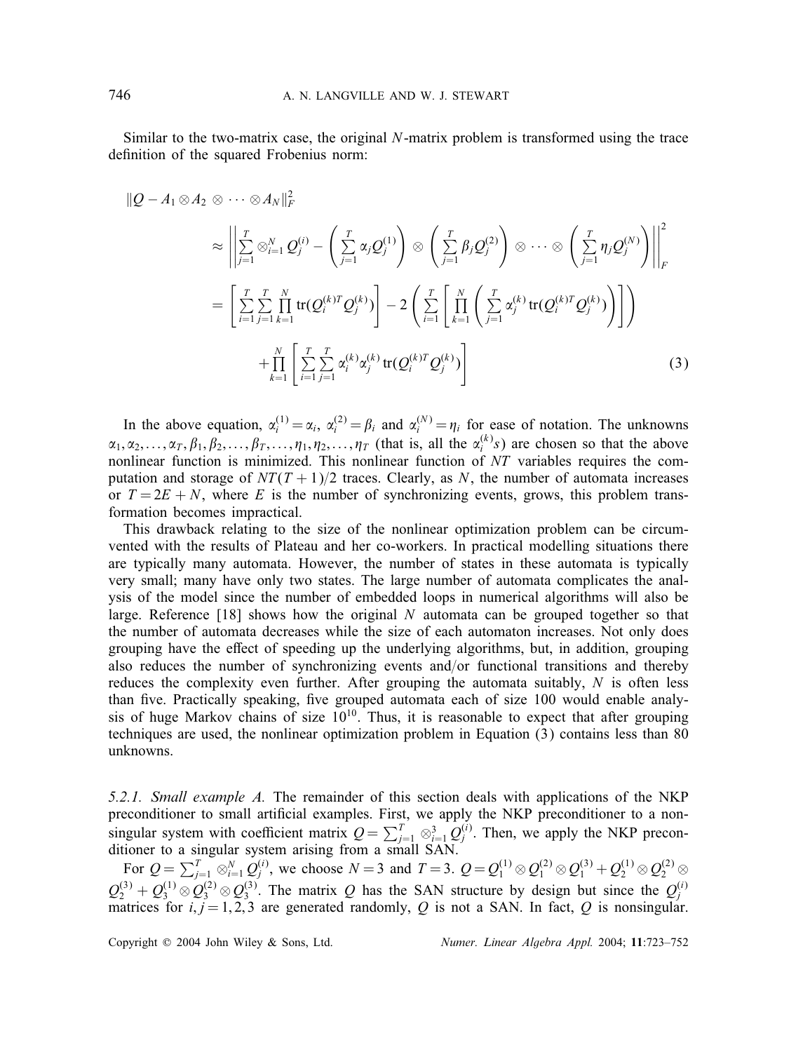Similar to the two-matrix case, the original $N$-matrix problem is transformed using the trace definition of the squared Frobenius norm:

$$
\begin{aligned}
\|Q - A_1 \otimes A_2 \otimes \cdots \otimes A_N\|_F^2 \\
&\approx \left\| \sum_{j=1}^{T} \otimes_{i=1}^{N} Q_j^{(i)} - \left( \sum_{j=1}^{T} \alpha_j Q_j^{(1)} \right) \otimes \left( \sum_{j=1}^{T} \beta_j Q_j^{(2)} \right) \otimes \cdots \otimes \left( \sum_{j=1}^{T} \eta_j Q_j^{(N)} \right) \right\|_F^2 \\
&= \left[ \sum_{i=1}^{T} \sum_{j=1}^{T} \prod_{k=1}^{N} \operatorname{tr}(Q_i^{(k)T} Q_j^{(k)}) \right] - 2 \left( \sum_{i=1}^{T} \left[ \prod_{k=1}^{N} \left( \sum_{j=1}^{T} \alpha_j^{(k)} \operatorname{tr}(Q_i^{(k)T} Q_j^{(k)}) \right) \right] \right) \\
&\quad + \prod_{k=1}^{N} \left[ \sum_{i=1}^{T} \sum_{j=1}^{T} \alpha_i^{(k)} \alpha_j^{(k)} \operatorname{tr}(Q_i^{(k)T} Q_j^{(k)}) \right]
\end{aligned} \tag{3}
$$

In the above equation, $\alpha_i^{(1)} = \alpha_i$, $\alpha_i^{(2)} = \beta_i$ and $\alpha_i^{(N)} = \eta_i$ for ease of notation. The unknowns $\alpha_1, \alpha_2, \ldots, \alpha_T, \beta_1, \beta_2, \ldots, \beta_T, \ldots, \eta_1, \eta_2, \ldots, \eta_T$ (that is, all the $\alpha_i^{(k)}s$) are chosen so that the above nonlinear function is minimized. This nonlinear function of $NT$ variables requires the computation and storage of $NT(T+1)/2$ traces. Clearly, as $N$, the number of automata increases or $T = 2E + N$, where $E$ is the number of synchronizing events, grows, this problem transformation becomes impractical.

This drawback relating to the size of the nonlinear optimization problem can be circumvented with the results of Plateau and her co-workers. In practical modelling situations there are typically many automata. However, the number of states in these automata is typically very small; many have only two states. The large number of automata complicates the analysis of the model since the number of embedded loops in numerical algorithms will also be large. Reference [18] shows how the original $N$ automata can be grouped together so that the number of automata decreases while the size of each automaton increases. Not only does grouping have the effect of speeding up the underlying algorithms, but, in addition, grouping also reduces the number of synchronizing events and/or functional transitions and thereby reduces the complexity even further. After grouping the automata suitably, $N$ is often less than five. Practically speaking, five grouped automata each of size 100 would enable analysis of huge Markov chains of size $10^{10}$. Thus, it is reasonable to expect that after grouping techniques are used, the nonlinear optimization problem in Equation (3) contains less than 80 unknowns.

*5.2.1. Small example A.* The remainder of this section deals with applications of the NKP preconditioner to small artificial examples. First, we apply the NKP preconditioner to a nonsingular system with coefficient matrix $Q = \sum_{j=1}^{T} \otimes_{i=1}^{3} Q_j^{(i)}$. Then, we apply the NKP preconditioner to a singular system arising from a small SAN.

For $Q = \sum_{j=1}^{T} \otimes_{i=1}^{N} Q_j^{(i)}$, we choose $N = 3$ and $T = 3$. $Q = Q_1^{(1)} \otimes Q_1^{(2)} \otimes Q_1^{(3)} + Q_2^{(1)} \otimes Q_2^{(2)} \otimes Q_2^{(3)} + Q_3^{(1)} \otimes Q_3^{(2)} \otimes Q_3^{(3)}$. The matrix $Q$ has the SAN structure by design but since the $Q_j^{(i)}$ matrices for $i, j = 1, 2, 3$ are generated randomly, $Q$ is not a SAN. In fact, $Q$ is nonsingular.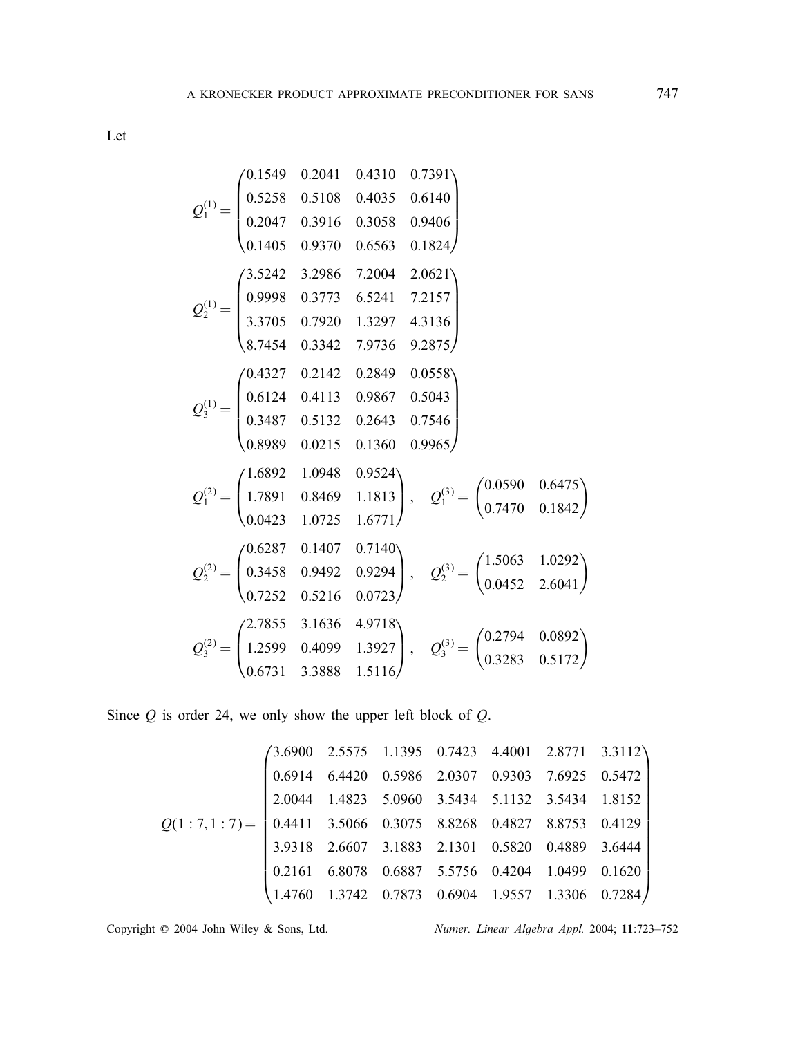Let

$$
Q_1^{(1)} = \begin{pmatrix} 0.1549 & 0.2041 & 0.4310 & 0.7391 \\ 0.5258 & 0.5108 & 0.4035 & 0.6140 \\ 0.2047 & 0.3916 & 0.3058 & 0.9406 \\ 0.1405 & 0.9370 & 0.6563 & 0.1824 \end{pmatrix}
$$

$$
Q_2^{(1)} = \begin{pmatrix} 3.5242 & 3.2986 & 7.2004 & 2.0621 \\ 0.9998 & 0.3773 & 6.5241 & 7.2157 \\ 3.3705 & 0.7920 & 1.3297 & 4.3136 \\ 8.7454 & 0.3342 & 7.9736 & 9.2875 \end{pmatrix}
$$

$$
Q_3^{(1)} = \begin{pmatrix} 0.4327 & 0.2142 & 0.2849 & 0.0558 \\ 0.6124 & 0.4113 & 0.9867 & 0.5043 \\ 0.3487 & 0.5132 & 0.2643 & 0.7546 \\ 0.8989 & 0.0215 & 0.1360 & 0.9965 \end{pmatrix}
$$

$$
Q_1^{(2)} = \begin{pmatrix} 1.6892 & 1.0948 & 0.9524 \\ 1.7891 & 0.8469 & 1.1813 \\ 0.0423 & 1.0725 & 1.6771 \end{pmatrix}, \quad Q_1^{(3)} = \begin{pmatrix} 0.0590 & 0.6475 \\ 0.7470 & 0.1842 \end{pmatrix}
$$

$$
Q_2^{(2)} = \begin{pmatrix} 0.6287 & 0.1407 & 0.7140 \\ 0.3458 & 0.9492 & 0.9294 \\ 0.7252 & 0.5216 & 0.0723 \end{pmatrix}, \quad Q_2^{(3)} = \begin{pmatrix} 1.5063 & 1.0292 \\ 0.0452 & 2.6041 \end{pmatrix}
$$

$$
Q_3^{(2)} = \begin{pmatrix} 2.7855 & 3.1636 & 4.9718 \\ 1.2599 & 0.4099 & 1.3927 \\ 0.6731 & 3.3888 & 1.5116 \end{pmatrix}, \quad Q_3^{(3)} = \begin{pmatrix} 0.2794 & 0.0892 \\ 0.3283 & 0.5172 \end{pmatrix}
$$

Since $Q$ is order 24, we only show the upper left block of $Q$.

$$
Q(1:7, 1:7) = \begin{pmatrix} 3.6900 & 2.5575 & 1.1395 & 0.7423 & 4.4001 & 2.8771 & 3.3112 \\ 0.6914 & 6.4420 & 0.5986 & 2.0307 & 0.9303 & 7.6925 & 0.5472 \\ 2.0044 & 1.4823 & 5.0960 & 3.5434 & 5.1132 & 3.5434 & 1.8152 \\ 0.4411 & 3.5066 & 0.3075 & 8.8268 & 0.4827 & 8.8753 & 0.4129 \\ 3.9318 & 2.6607 & 3.1883 & 2.1301 & 0.5820 & 0.4889 & 3.6444 \\ 0.2161 & 6.8078 & 0.6887 & 5.5756 & 0.4204 & 1.0499 & 0.1620 \\ 1.4760 & 1.3742 & 0.7873 & 0.6904 & 1.9557 & 1.3306 & 0.7284 \end{pmatrix}
$$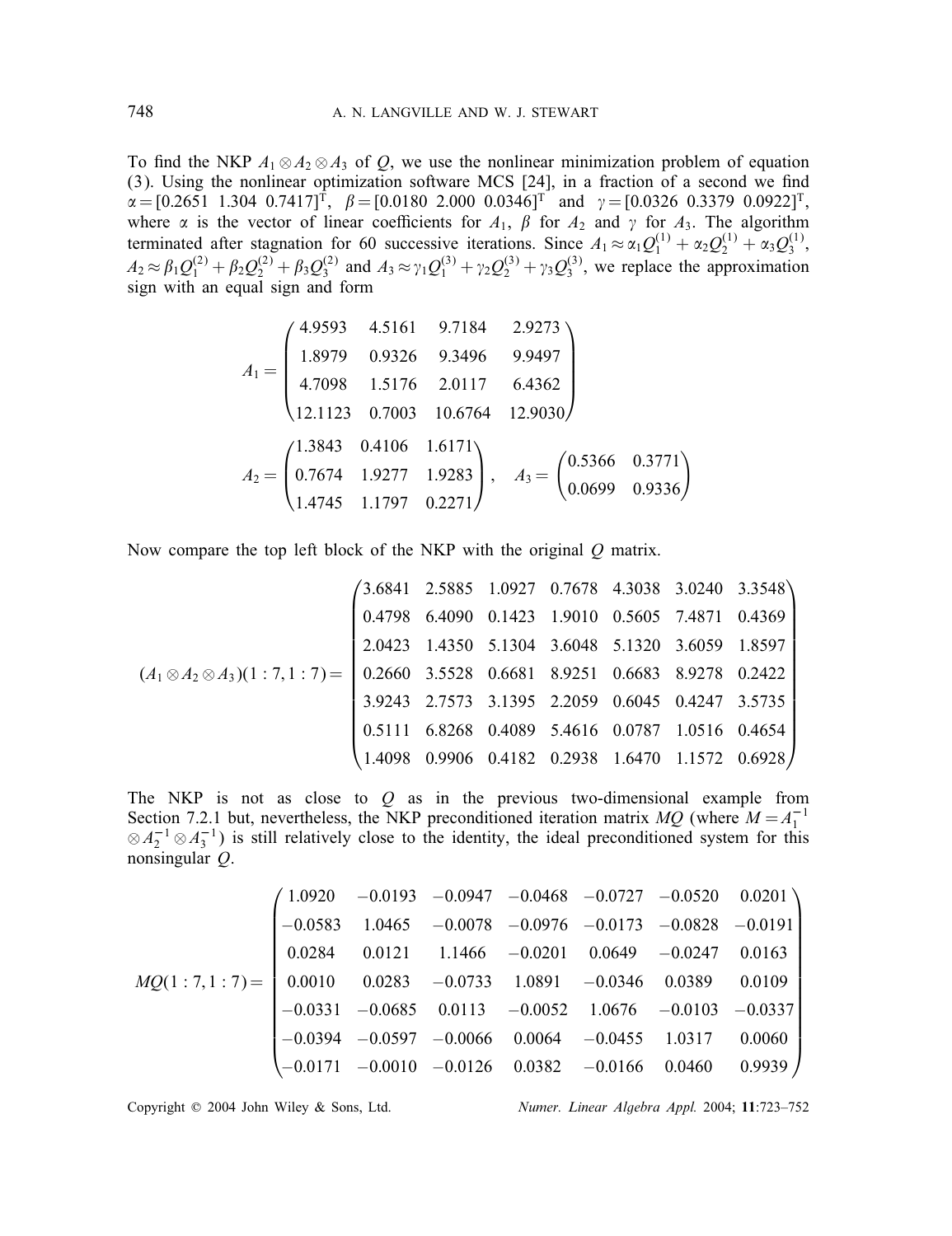To find the NKP $A_1 \otimes A_2 \otimes A_3$ of $Q$, we use the nonlinear minimization problem of equation (3). Using the nonlinear optimization software MCS [24], in a fraction of a second we find $\alpha = [0.2651\ \ 1.304\ \ 0.7417]^{\mathrm{T}}$, $\beta = [0.0180\ \ 2.000\ \ 0.0346]^{\mathrm{T}}$ and $\gamma = [0.0326\ \ 0.3379\ \ 0.0922]^{\mathrm{T}}$, where $\alpha$ is the vector of linear coefficients for $A_1$, $\beta$ for $A_2$ and $\gamma$ for $A_3$. The algorithm terminated after stagnation for 60 successive iterations. Since $A_1 \approx \alpha_1 Q_1^{(1)} + \alpha_2 Q_2^{(1)} + \alpha_3 Q_3^{(1)}$, $A_2 \approx \beta_1 Q_1^{(2)} + \beta_2 Q_2^{(2)} + \beta_3 Q_3^{(2)}$ and $A_3 \approx \gamma_1 Q_1^{(3)} + \gamma_2 Q_2^{(3)} + \gamma_3 Q_3^{(3)}$, we replace the approximation sign with an equal sign and form

$$
A_1 = \begin{pmatrix} 4.9593 & 4.5161 & 9.7184 & 2.9273 \\ 1.8979 & 0.9326 & 9.3496 & 9.9497 \\ 4.7098 & 1.5176 & 2.0117 & 6.4362 \\ 12.1123 & 0.7003 & 10.6764 & 12.9030 \end{pmatrix}
$$

$$
A_2 = \begin{pmatrix} 1.3843 & 0.4106 & 1.6171 \\ 0.7674 & 1.9277 & 1.9283 \\ 1.4745 & 1.1797 & 0.2271 \end{pmatrix}, \quad A_3 = \begin{pmatrix} 0.5366 & 0.3771 \\ 0.0699 & 0.9336 \end{pmatrix}
$$

Now compare the top left block of the NKP with the original $Q$ matrix.

$$
(A_1 \otimes A_2 \otimes A_3)(1:7, 1:7) = \begin{pmatrix} 3.6841 & 2.5885 & 1.0927 & 0.7678 & 4.3038 & 3.0240 & 3.3548 \\ 0.4798 & 6.4090 & 0.1423 & 1.9010 & 0.5605 & 7.4871 & 0.4369 \\ 2.0423 & 1.4350 & 5.1304 & 3.6048 & 5.1320 & 3.6059 & 1.8597 \\ 0.2660 & 3.5528 & 0.6681 & 8.9251 & 0.6683 & 8.9278 & 0.2422 \\ 3.9243 & 2.7573 & 3.1395 & 2.2059 & 0.6045 & 0.4247 & 3.5735 \\ 0.5111 & 6.8268 & 0.4089 & 5.4616 & 0.0787 & 1.0516 & 0.4654 \\ 1.4098 & 0.9906 & 0.4182 & 0.2938 & 1.6470 & 1.1572 & 0.6928 \end{pmatrix}
$$

The NKP is not as close to $Q$ as in the previous two-dimensional example from Section 7.2.1 but, nevertheless, the NKP preconditioned iteration matrix $MQ$ (where $M = A_1^{-1} \otimes A_2^{-1} \otimes A_3^{-1}$) is still relatively close to the identity, the ideal preconditioned system for this nonsingular $Q$.

$$
MQ(1:7, 1:7) = \begin{pmatrix} 1.0920 & -0.0193 & -0.0947 & -0.0468 & -0.0727 & -0.0520 & 0.0201 \\ -0.0583 & 1.0465 & -0.0078 & -0.0976 & -0.0173 & -0.0828 & -0.0191 \\ 0.0284 & 0.0121 & 1.1466 & -0.0201 & 0.0649 & -0.0247 & 0.0163 \\ 0.0010 & 0.0283 & -0.0733 & 1.0891 & -0.0346 & 0.0389 & 0.0109 \\ -0.0331 & -0.0685 & 0.0113 & -0.0052 & 1.0676 & -0.0103 & -0.0337 \\ -0.0394 & -0.0597 & -0.0066 & 0.0064 & -0.0455 & 1.0317 & 0.0060 \\ -0.0171 & -0.0010 & -0.0126 & 0.0382 & -0.0166 & 0.0460 & 0.9939 \end{pmatrix}
$$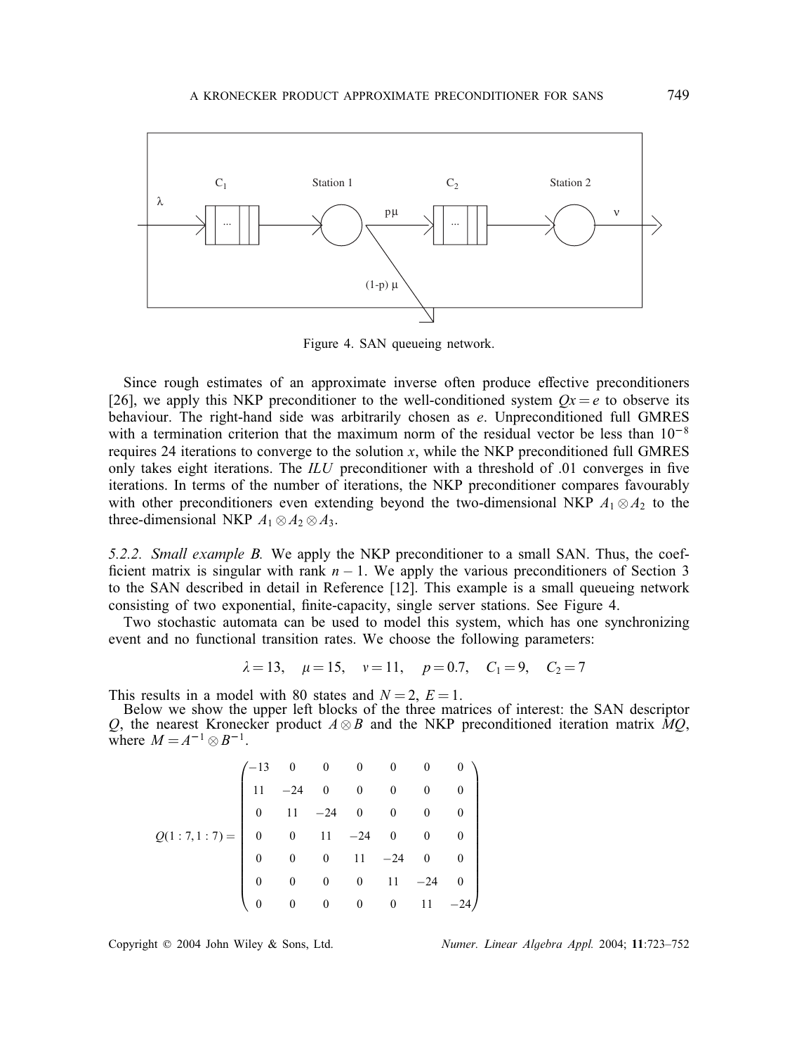Figure 4. SAN queueing network.

Since rough estimates of an approximate inverse often produce effective preconditioners [26], we apply this NKP preconditioner to the well-conditioned system $Qx = e$ to observe its behaviour. The right-hand side was arbitrarily chosen as $e$. Unpreconditioned full GMRES with a termination criterion that the maximum norm of the residual vector be less than $10^{-8}$ requires 24 iterations to converge to the solution $x$, while the NKP preconditioned full GMRES only takes eight iterations. The *ILU* preconditioner with a threshold of .01 converges in five iterations. In terms of the number of iterations, the NKP preconditioner compares favourably with other preconditioners even extending beyond the two-dimensional NKP $A_1 \otimes A_2$ to the three-dimensional NKP $A_1 \otimes A_2 \otimes A_3$.

*5.2.2. Small example B.* We apply the NKP preconditioner to a small SAN. Thus, the coefficient matrix is singular with rank $n - 1$. We apply the various preconditioners of Section 3 to the SAN described in detail in Reference [12]. This example is a small queueing network consisting of two exponential, finite-capacity, single server stations. See Figure 4.

Two stochastic automata can be used to model this system, which has one synchronizing event and no functional transition rates. We choose the following parameters:

$$\lambda = 13, \quad \mu = 15, \quad v = 11, \quad p = 0.7, \quad C_1 = 9, \quad C_2 = 7$$

This results in a model with 80 states and $N = 2$, $E = 1$.

Below we show the upper left blocks of the three matrices of interest: the SAN descriptor $Q$, the nearest Kronecker product $A \otimes B$ and the NKP preconditioned iteration matrix $MQ$, where $M = A^{-1} \otimes B^{-1}$.

$$Q(1:7, 1:7) = \begin{pmatrix} -13 & 0 & 0 & 0 & 0 & 0 & 0 \\ 11 & -24 & 0 & 0 & 0 & 0 & 0 \\ 0 & 11 & -24 & 0 & 0 & 0 & 0 \\ 0 & 0 & 11 & -24 & 0 & 0 & 0 \\ 0 & 0 & 0 & 11 & -24 & 0 & 0 \\ 0 & 0 & 0 & 0 & 11 & -24 & 0 \\ 0 & 0 & 0 & 0 & 0 & 11 & -24 \end{pmatrix}$$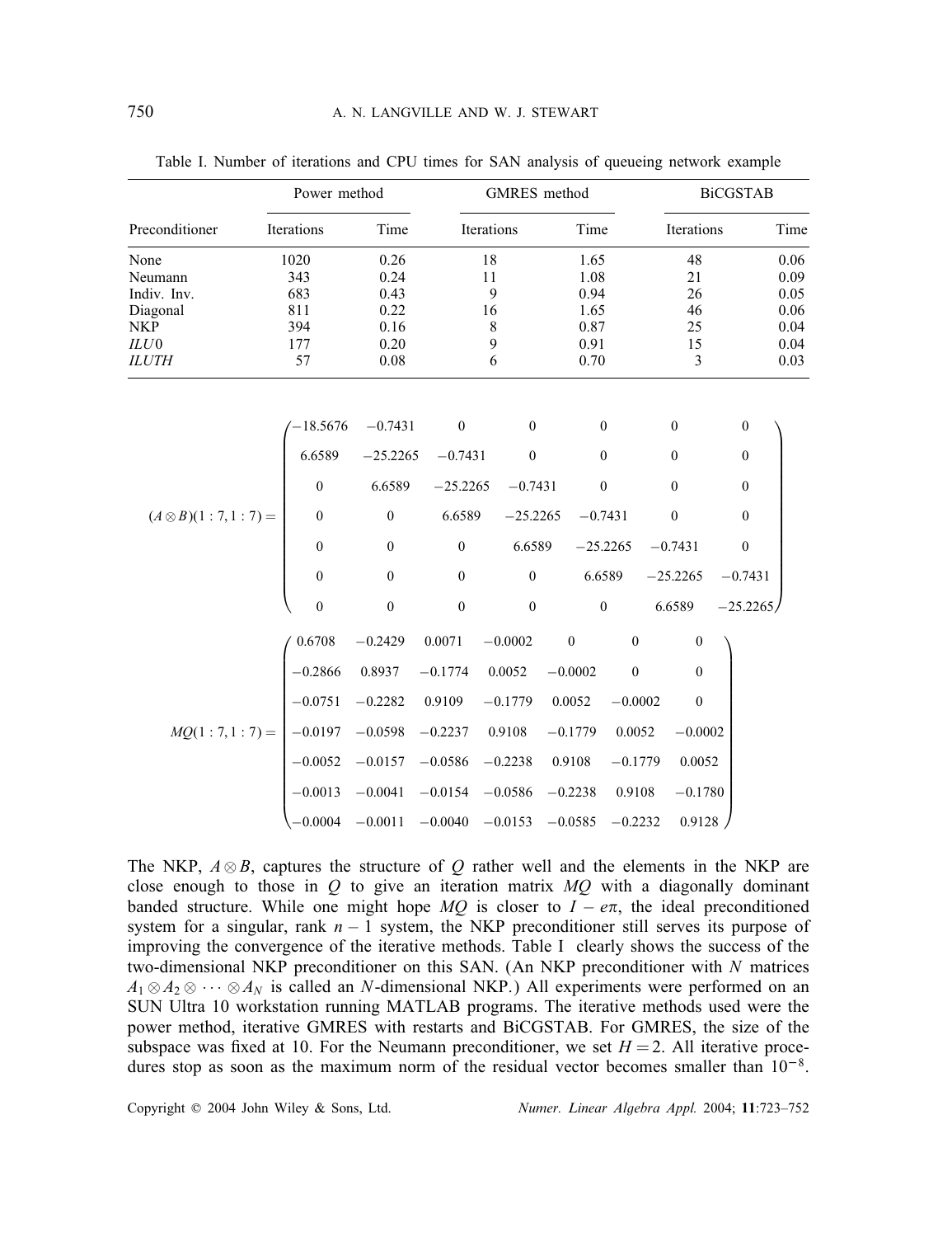Table I. Number of iterations and CPU times for SAN analysis of queueing network example

| | Power method | | GMRES method | | BiCGSTAB | |
|---|---|---|---|---|---|---|
| Preconditioner | Iterations | Time | Iterations | Time | Iterations | Time |
| None | 1020 | 0.26 | 18 | 1.65 | 48 | 0.06 |
| Neumann | 343 | 0.24 | 11 | 1.08 | 21 | 0.09 |
| Indiv. Inv. | 683 | 0.43 | 9 | 0.94 | 26 | 0.05 |
| Diagonal | 811 | 0.22 | 16 | 1.65 | 46 | 0.06 |
| NKP | 394 | 0.16 | 8 | 0.87 | 25 | 0.04 |
| *ILU*0 | 177 | 0.20 | 9 | 0.91 | 15 | 0.04 |
| *ILUTH* | 57 | 0.08 | 6 | 0.70 | 3 | 0.03 |

$$(A \otimes B)(1:7, 1:7) = \begin{pmatrix} -18.5676 & -0.7431 & 0 & 0 & 0 & 0 & 0 \\ 6.6589 & -25.2265 & -0.7431 & 0 & 0 & 0 & 0 \\ 0 & 6.6589 & -25.2265 & -0.7431 & 0 & 0 & 0 \\ 0 & 0 & 6.6589 & -25.2265 & -0.7431 & 0 & 0 \\ 0 & 0 & 0 & 6.6589 & -25.2265 & -0.7431 & 0 \\ 0 & 0 & 0 & 0 & 6.6589 & -25.2265 & -0.7431 \\ 0 & 0 & 0 & 0 & 0 & 6.6589 & -25.2265 \end{pmatrix}$$

$$MQ(1:7, 1:7) = \begin{pmatrix} 0.6708 & -0.2429 & 0.0071 & -0.0002 & 0 & 0 & 0 \\ -0.2866 & 0.8937 & -0.1774 & 0.0052 & -0.0002 & 0 & 0 \\ -0.0751 & -0.2282 & 0.9109 & -0.1779 & 0.0052 & -0.0002 & 0 \\ -0.0197 & -0.0598 & -0.2237 & 0.9108 & -0.1779 & 0.0052 & -0.0002 \\ -0.0052 & -0.0157 & -0.0586 & -0.2238 & 0.9108 & -0.1779 & 0.0052 \\ -0.0013 & -0.0041 & -0.0154 & -0.0586 & -0.2238 & 0.9108 & -0.1780 \\ -0.0004 & -0.0011 & -0.0040 & -0.0153 & -0.0585 & -0.2232 & 0.9128 \end{pmatrix}$$

The NKP, $A \otimes B$, captures the structure of $Q$ rather well and the elements in the NKP are close enough to those in $Q$ to give an iteration matrix $MQ$ with a diagonally dominant banded structure. While one might hope $MQ$ is closer to $I - e\pi$, the ideal preconditioned system for a singular, rank $n - 1$ system, the NKP preconditioner still serves its purpose of improving the convergence of the iterative methods. Table I clearly shows the success of the two-dimensional NKP preconditioner on this SAN. (An NKP preconditioner with $N$ matrices $A_1 \otimes A_2 \otimes \cdots \otimes A_N$ is called an $N$-dimensional NKP.) All experiments were performed on an SUN Ultra 10 workstation running MATLAB programs. The iterative methods used were the power method, iterative GMRES with restarts and BiCGSTAB. For GMRES, the size of the subspace was fixed at 10. For the Neumann preconditioner, we set $H = 2$. All iterative procedures stop as soon as the maximum norm of the residual vector becomes smaller than $10^{-8}$.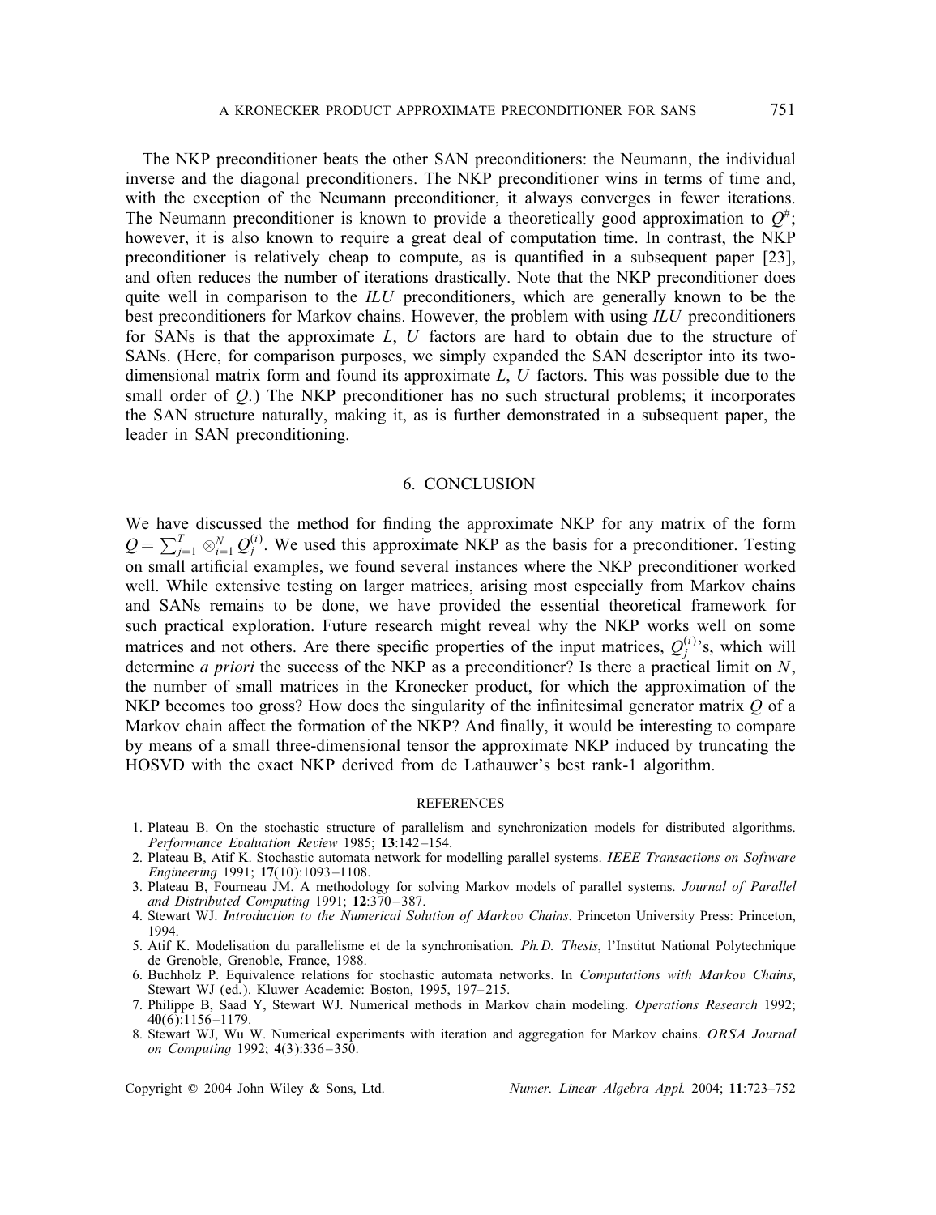The NKP preconditioner beats the other SAN preconditioners: the Neumann, the individual inverse and the diagonal preconditioners. The NKP preconditioner wins in terms of time and, with the exception of the Neumann preconditioner, it always converges in fewer iterations. The Neumann preconditioner is known to provide a theoretically good approximation to $Q^{\#}$; however, it is also known to require a great deal of computation time. In contrast, the NKP preconditioner is relatively cheap to compute, as is quantified in a subsequent paper [23], and often reduces the number of iterations drastically. Note that the NKP preconditioner does quite well in comparison to the *ILU* preconditioners, which are generally known to be the best preconditioners for Markov chains. However, the problem with using *ILU* preconditioners for SANs is that the approximate $L$, $U$ factors are hard to obtain due to the structure of SANs. (Here, for comparison purposes, we simply expanded the SAN descriptor into its two-dimensional matrix form and found its approximate $L$, $U$ factors. This was possible due to the small order of $Q$.) The NKP preconditioner has no such structural problems; it incorporates the SAN structure naturally, making it, as is further demonstrated in a subsequent paper, the leader in SAN preconditioning.

## 6. CONCLUSION

We have discussed the method for finding the approximate NKP for any matrix of the form $Q = \sum_{j=1}^{T} \otimes_{i=1}^{N} Q_j^{(i)}$. We used this approximate NKP as the basis for a preconditioner. Testing on small artificial examples, we found several instances where the NKP preconditioner worked well. While extensive testing on larger matrices, arising most especially from Markov chains and SANs remains to be done, we have provided the essential theoretical framework for such practical exploration. Future research might reveal why the NKP works well on some matrices and not others. Are there specific properties of the input matrices, $Q_j^{(i)}$'s, which will determine *a priori* the success of the NKP as a preconditioner? Is there a practical limit on $N$, the number of small matrices in the Kronecker product, for which the approximation of the NKP becomes too gross? How does the singularity of the infinitesimal generator matrix $Q$ of a Markov chain affect the formation of the NKP? And finally, it would be interesting to compare by means of a small three-dimensional tensor the approximate NKP induced by truncating the HOSVD with the exact NKP derived from de Lathauwer's best rank-1 algorithm.

### REFERENCES

1. Plateau B. On the stochastic structure of parallelism and synchronization models for distributed algorithms. *Performance Evaluation Review* 1985; **13**:142–154.
2. Plateau B, Atif K. Stochastic automata network for modelling parallel systems. *IEEE Transactions on Software Engineering* 1991; **17**(10):1093–1108.
3. Plateau B, Fourneau JM. A methodology for solving Markov models of parallel systems. *Journal of Parallel and Distributed Computing* 1991; **12**:370–387.
4. Stewart WJ. *Introduction to the Numerical Solution of Markov Chains*. Princeton University Press: Princeton, 1994.
5. Atif K. Modelisation du parallelisme et de la synchronisation. *Ph.D. Thesis*, l'Institut National Polytechnique de Grenoble, Grenoble, France, 1988.
6. Buchholz P. Equivalence relations for stochastic automata networks. In *Computations with Markov Chains*, Stewart WJ (ed.). Kluwer Academic: Boston, 1995, 197–215.
7. Philippe B, Saad Y, Stewart WJ. Numerical methods in Markov chain modeling. *Operations Research* 1992; **40**(6):1156–1179.
8. Stewart WJ, Wu W. Numerical experiments with iteration and aggregation for Markov chains. *ORSA Journal on Computing* 1992; **4**(3):336–350.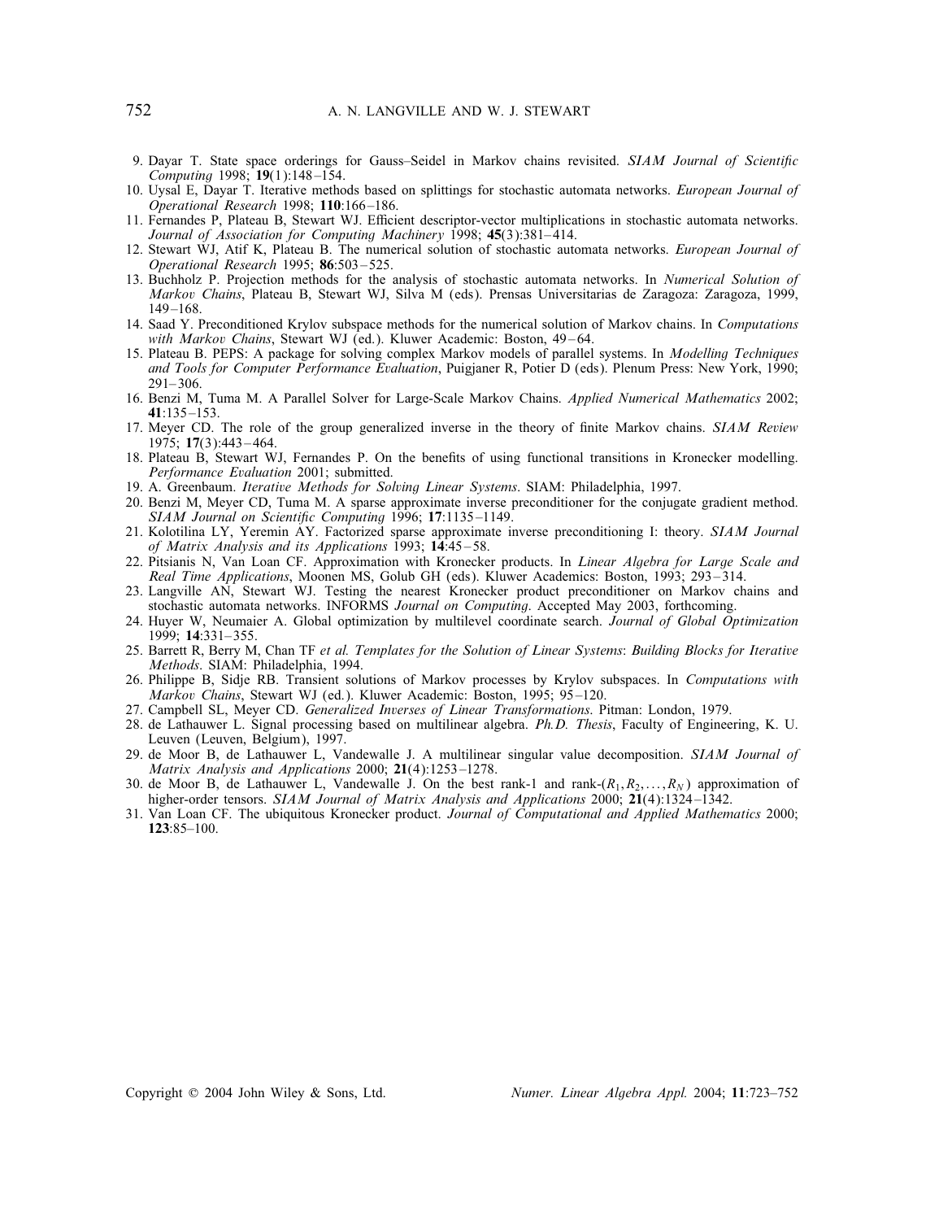9. Dayar T. State space orderings for Gauss–Seidel in Markov chains revisited. *SIAM Journal of Scientific Computing* 1998; **19**(1):148–154.
10. Uysal E, Dayar T. Iterative methods based on splittings for stochastic automata networks. *European Journal of Operational Research* 1998; **110**:166–186.
11. Fernandes P, Plateau B, Stewart WJ. Efficient descriptor-vector multiplications in stochastic automata networks. *Journal of Association for Computing Machinery* 1998; **45**(3):381–414.
12. Stewart WJ, Atif K, Plateau B. The numerical solution of stochastic automata networks. *European Journal of Operational Research* 1995; **86**:503–525.
13. Buchholz P. Projection methods for the analysis of stochastic automata networks. In *Numerical Solution of Markov Chains*, Plateau B, Stewart WJ, Silva M (eds). Prensas Universitarias de Zaragoza: Zaragoza, 1999, 149–168.
14. Saad Y. Preconditioned Krylov subspace methods for the numerical solution of Markov chains. In *Computations with Markov Chains*, Stewart WJ (ed.). Kluwer Academic: Boston, 49–64.
15. Plateau B. PEPS: A package for solving complex Markov models of parallel systems. In *Modelling Techniques and Tools for Computer Performance Evaluation*, Puigjaner R, Potier D (eds). Plenum Press: New York, 1990; 291–306.
16. Benzi M, Tuma M. A Parallel Solver for Large-Scale Markov Chains. *Applied Numerical Mathematics* 2002; **41**:135–153.
17. Meyer CD. The role of the group generalized inverse in the theory of finite Markov chains. *SIAM Review* 1975; **17**(3):443–464.
18. Plateau B, Stewart WJ, Fernandes P. On the benefits of using functional transitions in Kronecker modelling. *Performance Evaluation* 2001; submitted.
19. A. Greenbaum. *Iterative Methods for Solving Linear Systems*. SIAM: Philadelphia, 1997.
20. Benzi M, Meyer CD, Tuma M. A sparse approximate inverse preconditioner for the conjugate gradient method. *SIAM Journal on Scientific Computing* 1996; **17**:1135–1149.
21. Kolotilina LY, Yeremin AY. Factorized sparse approximate inverse preconditioning I: theory. *SIAM Journal of Matrix Analysis and its Applications* 1993; **14**:45–58.
22. Pitsianis N, Van Loan CF. Approximation with Kronecker products. In *Linear Algebra for Large Scale and Real Time Applications*, Moonen MS, Golub GH (eds). Kluwer Academics: Boston, 1993; 293–314.
23. Langville AN, Stewart WJ. Testing the nearest Kronecker product preconditioner on Markov chains and stochastic automata networks. INFORMS *Journal on Computing*. Accepted May 2003, forthcoming.
24. Huyer W, Neumaier A. Global optimization by multilevel coordinate search. *Journal of Global Optimization* 1999; **14**:331–355.
25. Barrett R, Berry M, Chan TF *et al. Templates for the Solution of Linear Systems*: *Building Blocks for Iterative Methods*. SIAM: Philadelphia, 1994.
26. Philippe B, Sidje RB. Transient solutions of Markov processes by Krylov subspaces. In *Computations with Markov Chains*, Stewart WJ (ed.). Kluwer Academic: Boston, 1995; 95–120.
27. Campbell SL, Meyer CD. *Generalized Inverses of Linear Transformations*. Pitman: London, 1979.
28. de Lathauwer L. Signal processing based on multilinear algebra. *Ph.D. Thesis*, Faculty of Engineering, K. U. Leuven (Leuven, Belgium), 1997.
29. de Moor B, de Lathauwer L, Vandewalle J. A multilinear singular value decomposition. *SIAM Journal of Matrix Analysis and Applications* 2000; **21**(4):1253–1278.
30. de Moor B, de Lathauwer L, Vandewalle J. On the best rank-1 and rank-$(R_1, R_2, \ldots, R_N)$ approximation of higher-order tensors. *SIAM Journal of Matrix Analysis and Applications* 2000; **21**(4):1324–1342.
31. Van Loan CF. The ubiquitous Kronecker product. *Journal of Computational and Applied Mathematics* 2000; **123**:85–100.